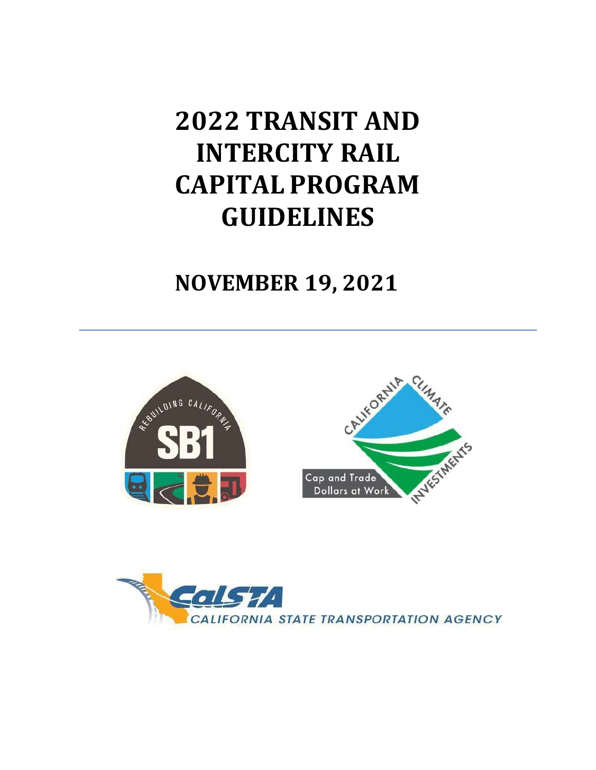# 2022 TRANSIT AND INTERCITY RAIL CAPITAL PROGRAM GUIDELINES

## NOVEMBER 19, 2021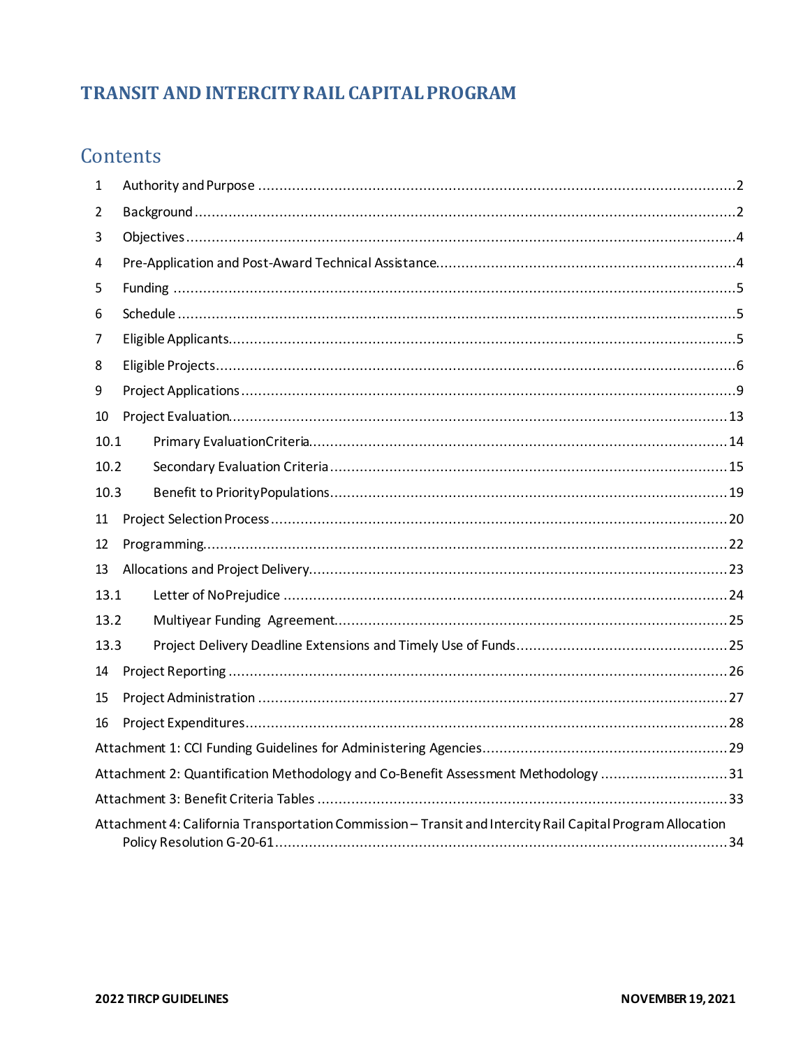# TRANSIT AND INTERCITY RAIL CAPITAL PROGRAM

## Contents

1 Authority and Purpose ..... 2
2 Background ..... 2
3 Objectives ..... 4
4 Pre-Application and Post-Award Technical Assistance ..... 4
5 Funding ..... 5
6 Schedule ..... 5
7 Eligible Applicants ..... 5
8 Eligible Projects ..... 6
9 Project Applications ..... 9
10 Project Evaluation ..... 13
10.1 Primary Evaluation Criteria ..... 14
10.2 Secondary Evaluation Criteria ..... 15
10.3 Benefit to Priority Populations ..... 19
11 Project Selection Process ..... 20
12 Programming ..... 22
13 Allocations and Project Delivery ..... 23
13.1 Letter of No Prejudice ..... 24
13.2 Multiyear Funding Agreement ..... 25
13.3 Project Delivery Deadline Extensions and Timely Use of Funds ..... 25
14 Project Reporting ..... 26
15 Project Administration ..... 27
16 Project Expenditures ..... 28
Attachment 1: CCI Funding Guidelines for Administering Agencies ..... 29
Attachment 2: Quantification Methodology and Co-Benefit Assessment Methodology ..... 31
Attachment 3: Benefit Criteria Tables ..... 33
Attachment 4: California Transportation Commission – Transit and Intercity Rail Capital Program Allocation Policy Resolution G-20-61 ..... 34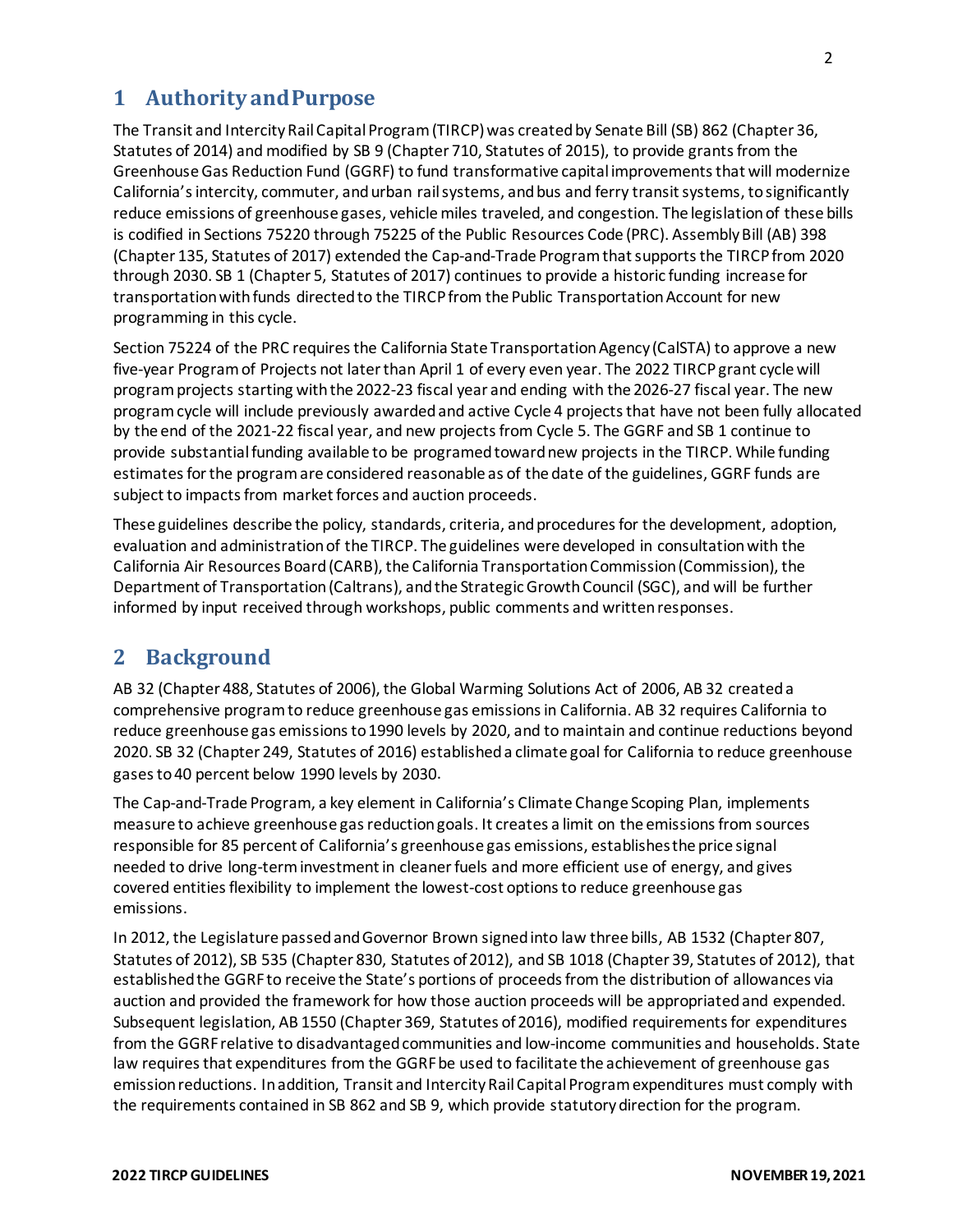# 1 Authority and Purpose

The Transit and Intercity Rail Capital Program (TIRCP) was created by Senate Bill (SB) 862 (Chapter 36, Statutes of 2014) and modified by SB 9 (Chapter 710, Statutes of 2015), to provide grants from the Greenhouse Gas Reduction Fund (GGRF) to fund transformative capital improvements that will modernize California's intercity, commuter, and urban rail systems, and bus and ferry transit systems, to significantly reduce emissions of greenhouse gases, vehicle miles traveled, and congestion. The legislation of these bills is codified in Sections 75220 through 75225 of the Public Resources Code (PRC). Assembly Bill (AB) 398 (Chapter 135, Statutes of 2017) extended the Cap-and-Trade Program that supports the TIRCP from 2020 through 2030. SB 1 (Chapter 5, Statutes of 2017) continues to provide a historic funding increase for transportation with funds directed to the TIRCP from the Public Transportation Account for new programming in this cycle.

Section 75224 of the PRC requires the California State Transportation Agency (CalSTA) to approve a new five-year Program of Projects not later than April 1 of every even year. The 2022 TIRCP grant cycle will program projects starting with the 2022-23 fiscal year and ending with the 2026-27 fiscal year. The new program cycle will include previously awarded and active Cycle 4 projects that have not been fully allocated by the end of the 2021-22 fiscal year, and new projects from Cycle 5. The GGRF and SB 1 continue to provide substantial funding available to be programed toward new projects in the TIRCP. While funding estimates for the program are considered reasonable as of the date of the guidelines, GGRF funds are subject to impacts from market forces and auction proceeds.

These guidelines describe the policy, standards, criteria, and procedures for the development, adoption, evaluation and administration of the TIRCP. The guidelines were developed in consultation with the California Air Resources Board (CARB), the California Transportation Commission (Commission), the Department of Transportation (Caltrans), and the Strategic Growth Council (SGC), and will be further informed by input received through workshops, public comments and written responses.

# 2 Background

AB 32 (Chapter 488, Statutes of 2006), the Global Warming Solutions Act of 2006, AB 32 created a comprehensive program to reduce greenhouse gas emissions in California. AB 32 requires California to reduce greenhouse gas emissions to 1990 levels by 2020, and to maintain and continue reductions beyond 2020. SB 32 (Chapter 249, Statutes of 2016) established a climate goal for California to reduce greenhouse gases to 40 percent below 1990 levels by 2030.

The Cap-and-Trade Program, a key element in California's Climate Change Scoping Plan, implements measure to achieve greenhouse gas reduction goals. It creates a limit on the emissions from sources responsible for 85 percent of California's greenhouse gas emissions, establishes the price signal needed to drive long-term investment in cleaner fuels and more efficient use of energy, and gives covered entities flexibility to implement the lowest-cost options to reduce greenhouse gas emissions.

In 2012, the Legislature passed and Governor Brown signed into law three bills, AB 1532 (Chapter 807, Statutes of 2012), SB 535 (Chapter 830, Statutes of 2012), and SB 1018 (Chapter 39, Statutes of 2012), that established the GGRF to receive the State's portions of proceeds from the distribution of allowances via auction and provided the framework for how those auction proceeds will be appropriated and expended. Subsequent legislation, AB 1550 (Chapter 369, Statutes of 2016), modified requirements for expenditures from the GGRF relative to disadvantaged communities and low-income communities and households. State law requires that expenditures from the GGRF be used to facilitate the achievement of greenhouse gas emission reductions. In addition, Transit and Intercity Rail Capital Program expenditures must comply with the requirements contained in SB 862 and SB 9, which provide statutory direction for the program.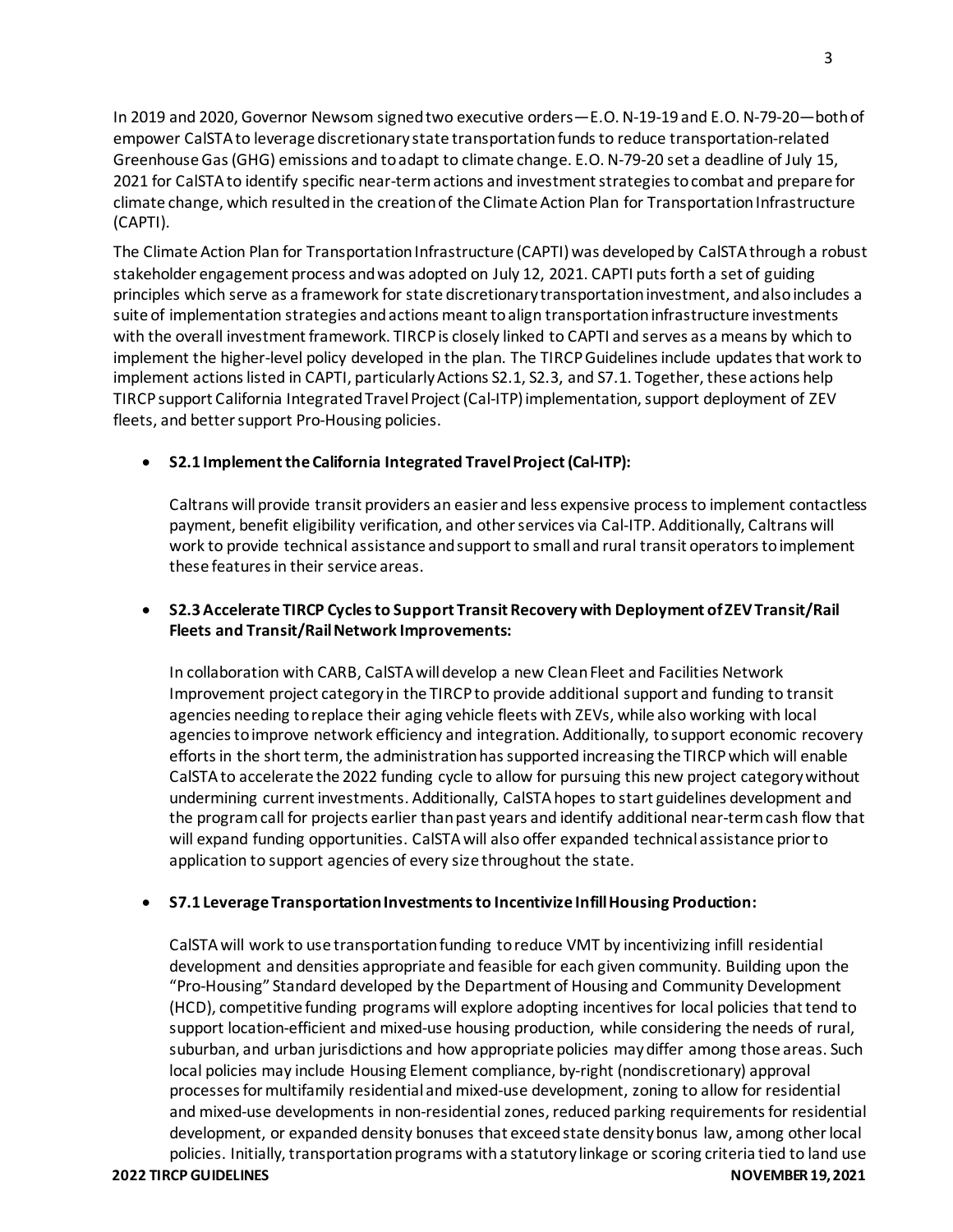In 2019 and 2020, Governor Newsom signed two executive orders—E.O. N-19-19 and E.O. N-79-20—both of empower CalSTA to leverage discretionary state transportation funds to reduce transportation-related Greenhouse Gas (GHG) emissions and to adapt to climate change. E.O. N-79-20 set a deadline of July 15, 2021 for CalSTA to identify specific near-term actions and investment strategies to combat and prepare for climate change, which resulted in the creation of the Climate Action Plan for Transportation Infrastructure (CAPTI).

The Climate Action Plan for Transportation Infrastructure (CAPTI) was developed by CalSTA through a robust stakeholder engagement process and was adopted on July 12, 2021. CAPTI puts forth a set of guiding principles which serve as a framework for state discretionary transportation investment, and also includes a suite of implementation strategies and actions meant to align transportation infrastructure investments with the overall investment framework. TIRCP is closely linked to CAPTI and serves as a means by which to implement the higher-level policy developed in the plan. The TIRCP Guidelines include updates that work to implement actions listed in CAPTI, particularly Actions S2.1, S2.3, and S7.1. Together, these actions help TIRCP support California Integrated Travel Project (Cal-ITP) implementation, support deployment of ZEV fleets, and better support Pro-Housing policies.

- **S2.1 Implement the California Integrated Travel Project (Cal-ITP):**

  Caltrans will provide transit providers an easier and less expensive process to implement contactless payment, benefit eligibility verification, and other services via Cal-ITP. Additionally, Caltrans will work to provide technical assistance and support to small and rural transit operators to implement these features in their service areas.

- **S2.3 Accelerate TIRCP Cycles to Support Transit Recovery with Deployment of ZEV Transit/Rail Fleets and Transit/Rail Network Improvements:**

  In collaboration with CARB, CalSTA will develop a new Clean Fleet and Facilities Network Improvement project category in the TIRCP to provide additional support and funding to transit agencies needing to replace their aging vehicle fleets with ZEVs, while also working with local agencies to improve network efficiency and integration. Additionally, to support economic recovery efforts in the short term, the administration has supported increasing the TIRCP which will enable CalSTA to accelerate the 2022 funding cycle to allow for pursuing this new project category without undermining current investments. Additionally, CalSTA hopes to start guidelines development and the program call for projects earlier than past years and identify additional near-term cash flow that will expand funding opportunities. CalSTA will also offer expanded technical assistance prior to application to support agencies of every size throughout the state.

- **S7.1 Leverage Transportation Investments to Incentivize Infill Housing Production:**

  CalSTA will work to use transportation funding to reduce VMT by incentivizing infill residential development and densities appropriate and feasible for each given community. Building upon the "Pro-Housing" Standard developed by the Department of Housing and Community Development (HCD), competitive funding programs will explore adopting incentives for local policies that tend to support location-efficient and mixed-use housing production, while considering the needs of rural, suburban, and urban jurisdictions and how appropriate policies may differ among those areas. Such local policies may include Housing Element compliance, by-right (nondiscretionary) approval processes for multifamily residential and mixed-use development, zoning to allow for residential and mixed-use developments in non-residential zones, reduced parking requirements for residential development, or expanded density bonuses that exceed state density bonus law, among other local policies. Initially, transportation programs with a statutory linkage or scoring criteria tied to land use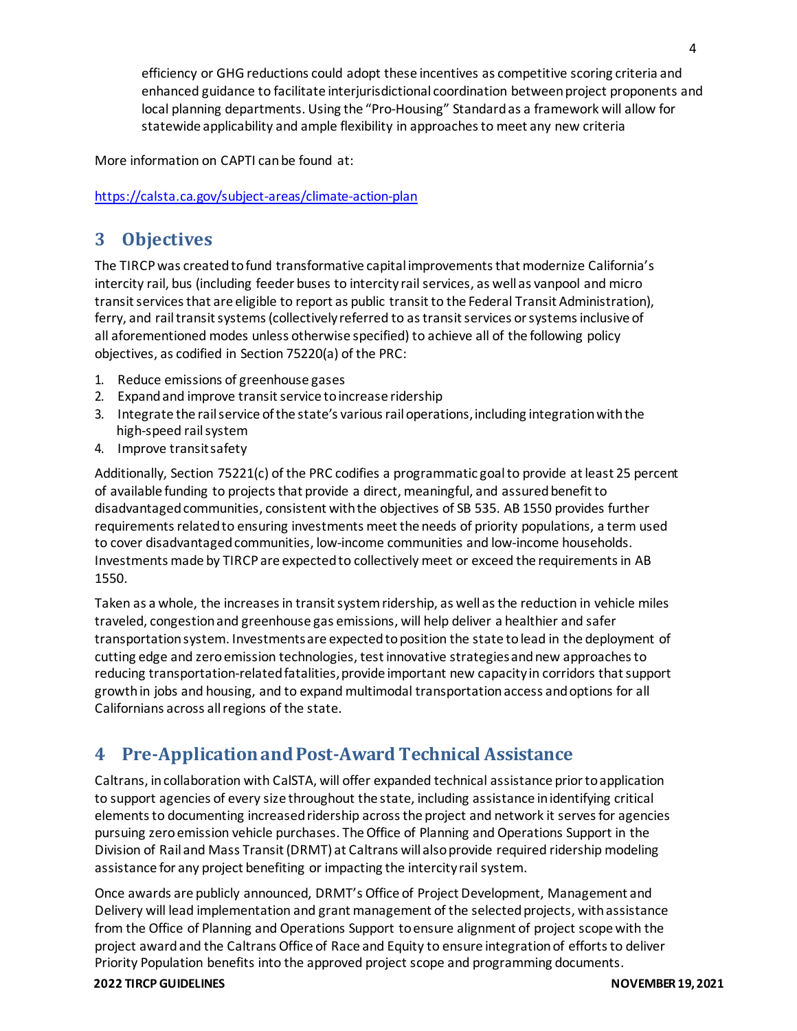efficiency or GHG reductions could adopt these incentives as competitive scoring criteria and enhanced guidance to facilitate interjurisdictional coordination between project proponents and local planning departments. Using the "Pro-Housing" Standard as a framework will allow for statewide applicability and ample flexibility in approaches to meet any new criteria

More information on CAPTI can be found at:

https://calsta.ca.gov/subject-areas/climate-action-plan

## 3 Objectives

The TIRCP was created to fund transformative capital improvements that modernize California's intercity rail, bus (including feeder buses to intercity rail services, as well as vanpool and micro transit services that are eligible to report as public transit to the Federal Transit Administration), ferry, and rail transit systems (collectively referred to as transit services or systems inclusive of all aforementioned modes unless otherwise specified) to achieve all of the following policy objectives, as codified in Section 75220(a) of the PRC:

1. Reduce emissions of greenhouse gases
2. Expand and improve transit service to increase ridership
3. Integrate the rail service of the state's various rail operations, including integration with the high-speed rail system
4. Improve transit safety

Additionally, Section 75221(c) of the PRC codifies a programmatic goal to provide at least 25 percent of available funding to projects that provide a direct, meaningful, and assured benefit to disadvantaged communities, consistent with the objectives of SB 535. AB 1550 provides further requirements related to ensuring investments meet the needs of priority populations, a term used to cover disadvantaged communities, low-income communities and low-income households. Investments made by TIRCP are expected to collectively meet or exceed the requirements in AB 1550.

Taken as a whole, the increases in transit system ridership, as well as the reduction in vehicle miles traveled, congestion and greenhouse gas emissions, will help deliver a healthier and safer transportation system. Investments are expected to position the state to lead in the deployment of cutting edge and zero emission technologies, test innovative strategies and new approaches to reducing transportation-related fatalities, provide important new capacity in corridors that support growth in jobs and housing, and to expand multimodal transportation access and options for all Californians across all regions of the state.

## 4 Pre-Application and Post-Award Technical Assistance

Caltrans, in collaboration with CalSTA, will offer expanded technical assistance prior to application to support agencies of every size throughout the state, including assistance in identifying critical elements to documenting increased ridership across the project and network it serves for agencies pursuing zero emission vehicle purchases. The Office of Planning and Operations Support in the Division of Rail and Mass Transit (DRMT) at Caltrans will also provide required ridership modeling assistance for any project benefiting or impacting the intercity rail system.

Once awards are publicly announced, DRMT's Office of Project Development, Management and Delivery will lead implementation and grant management of the selected projects, with assistance from the Office of Planning and Operations Support to ensure alignment of project scope with the project award and the Caltrans Office of Race and Equity to ensure integration of efforts to deliver Priority Population benefits into the approved project scope and programming documents.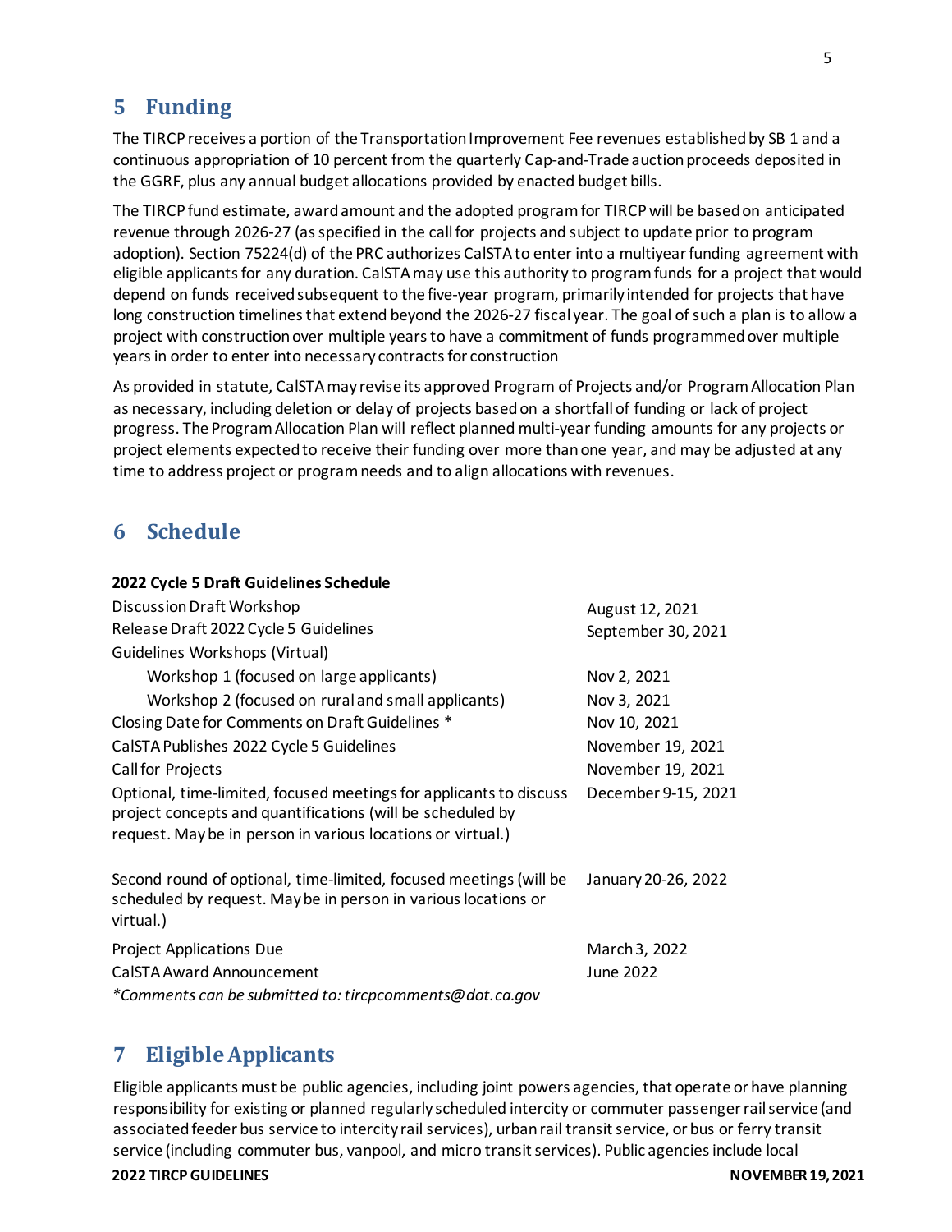## 5 Funding

The TIRCP receives a portion of the Transportation Improvement Fee revenues established by SB 1 and a continuous appropriation of 10 percent from the quarterly Cap-and-Trade auction proceeds deposited in the GGRF, plus any annual budget allocations provided by enacted budget bills.

The TIRCP fund estimate, award amount and the adopted program for TIRCP will be based on anticipated revenue through 2026-27 (as specified in the call for projects and subject to update prior to program adoption). Section 75224(d) of the PRC authorizes CalSTA to enter into a multiyear funding agreement with eligible applicants for any duration. CalSTA may use this authority to program funds for a project that would depend on funds received subsequent to the five-year program, primarily intended for projects that have long construction timelines that extend beyond the 2026-27 fiscal year. The goal of such a plan is to allow a project with construction over multiple years to have a commitment of funds programmed over multiple years in order to enter into necessary contracts for construction

As provided in statute, CalSTA may revise its approved Program of Projects and/or Program Allocation Plan as necessary, including deletion or delay of projects based on a shortfall of funding or lack of project progress. The Program Allocation Plan will reflect planned multi-year funding amounts for any projects or project elements expected to receive their funding over more than one year, and may be adjusted at any time to address project or program needs and to align allocations with revenues.

## 6 Schedule

| **2022 Cycle 5 Draft Guidelines Schedule** | |
|---|---|
| Discussion Draft Workshop | August 12, 2021 |
| Release Draft 2022 Cycle 5 Guidelines | September 30, 2021 |
| Guidelines Workshops (Virtual) | |
| Workshop 1 (focused on large applicants) | Nov 2, 2021 |
| Workshop 2 (focused on rural and small applicants) | Nov 3, 2021 |
| Closing Date for Comments on Draft Guidelines * | Nov 10, 2021 |
| CalSTA Publishes 2022 Cycle 5 Guidelines | November 19, 2021 |
| Call for Projects | November 19, 2021 |
| Optional, time-limited, focused meetings for applicants to discuss project concepts and quantifications (will be scheduled by request. May be in person in various locations or virtual.) | December 9-15, 2021 |
| Second round of optional, time-limited, focused meetings (will be scheduled by request. May be in person in various locations or virtual.) | January 20-26, 2022 |
| Project Applications Due | March 3, 2022 |
| CalSTA Award Announcement | June 2022 |

*\*Comments can be submitted to: tircpcomments@dot.ca.gov*

## 7 Eligible Applicants

Eligible applicants must be public agencies, including joint powers agencies, that operate or have planning responsibility for existing or planned regularly scheduled intercity or commuter passenger rail service (and associated feeder bus service to intercity rail services), urban rail transit service, or bus or ferry transit service (including commuter bus, vanpool, and micro transit services). Public agencies include local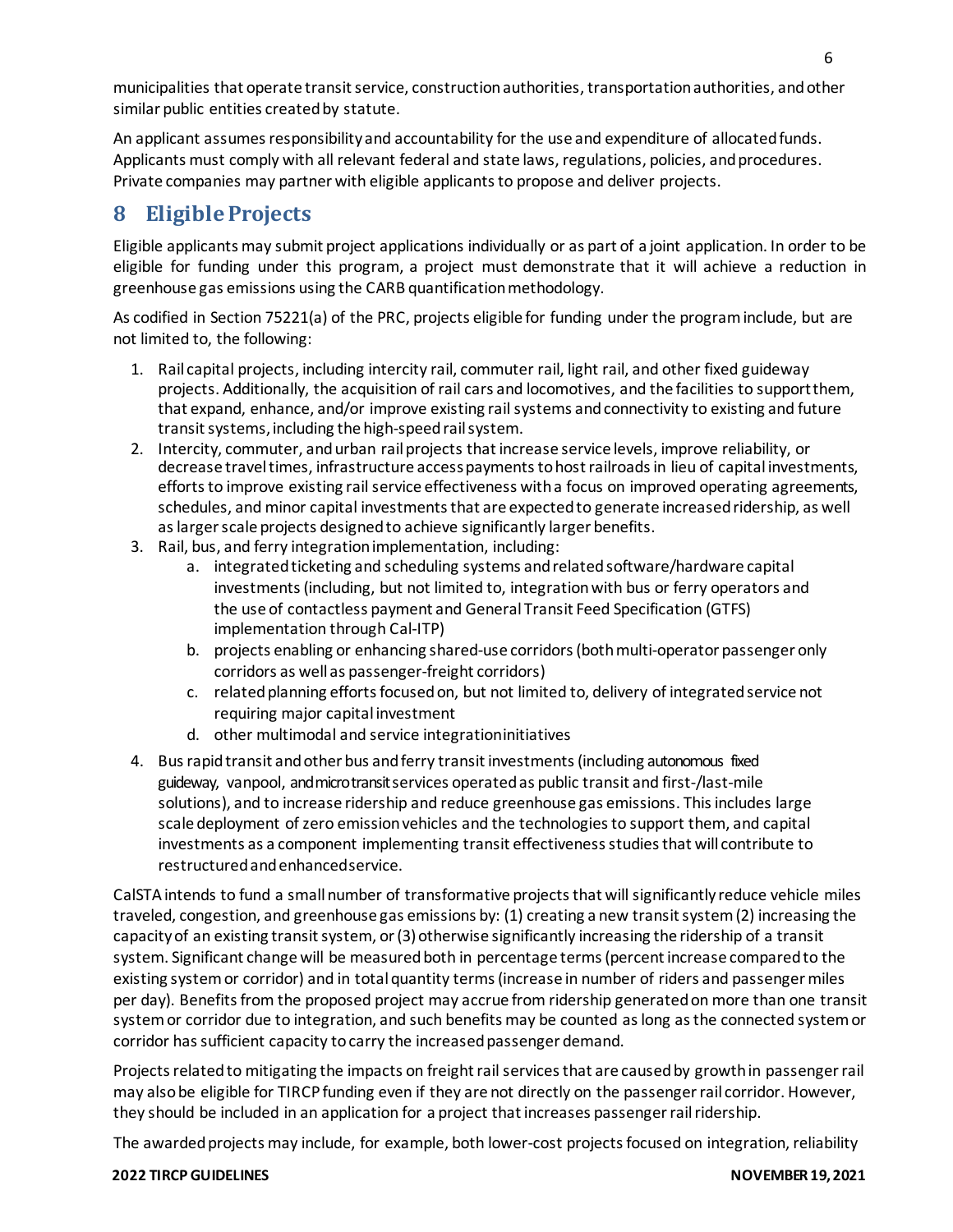municipalities that operate transit service, construction authorities, transportation authorities, and other similar public entities created by statute.

An applicant assumes responsibility and accountability for the use and expenditure of allocated funds. Applicants must comply with all relevant federal and state laws, regulations, policies, and procedures. Private companies may partner with eligible applicants to propose and deliver projects.

# 8 Eligible Projects

Eligible applicants may submit project applications individually or as part of a joint application. In order to be eligible for funding under this program, a project must demonstrate that it will achieve a reduction in greenhouse gas emissions using the CARB quantification methodology.

As codified in Section 75221(a) of the PRC, projects eligible for funding under the program include, but are not limited to, the following:

1. Rail capital projects, including intercity rail, commuter rail, light rail, and other fixed guideway projects. Additionally, the acquisition of rail cars and locomotives, and the facilities to support them, that expand, enhance, and/or improve existing rail systems and connectivity to existing and future transit systems, including the high-speed rail system.
2. Intercity, commuter, and urban rail projects that increase service levels, improve reliability, or decrease travel times, infrastructure access payments to host railroads in lieu of capital investments, efforts to improve existing rail service effectiveness with a focus on improved operating agreements, schedules, and minor capital investments that are expected to generate increased ridership, as well as larger scale projects designed to achieve significantly larger benefits.
3. Rail, bus, and ferry integration implementation, including:
    a. integrated ticketing and scheduling systems and related software/hardware capital investments (including, but not limited to, integration with bus or ferry operators and the use of contactless payment and General Transit Feed Specification (GTFS) implementation through Cal-ITP)
    b. projects enabling or enhancing shared-use corridors (both multi-operator passenger only corridors as well as passenger-freight corridors)
    c. related planning efforts focused on, but not limited to, delivery of integrated service not requiring major capital investment
    d. other multimodal and service integration initiatives
4. Bus rapid transit and other bus and ferry transit investments (including autonomous fixed guideway, vanpool, and microtransit services operated as public transit and first-/last-mile solutions), and to increase ridership and reduce greenhouse gas emissions. This includes large scale deployment of zero emission vehicles and the technologies to support them, and capital investments as a component implementing transit effectiveness studies that will contribute to restructured and enhanced service.

CalSTA intends to fund a small number of transformative projects that will significantly reduce vehicle miles traveled, congestion, and greenhouse gas emissions by: (1) creating a new transit system (2) increasing the capacity of an existing transit system, or (3) otherwise significantly increasing the ridership of a transit system. Significant change will be measured both in percentage terms (percent increase compared to the existing system or corridor) and in total quantity terms (increase in number of riders and passenger miles per day). Benefits from the proposed project may accrue from ridership generated on more than one transit system or corridor due to integration, and such benefits may be counted as long as the connected system or corridor has sufficient capacity to carry the increased passenger demand.

Projects related to mitigating the impacts on freight rail services that are caused by growth in passenger rail may also be eligible for TIRCP funding even if they are not directly on the passenger rail corridor. However, they should be included in an application for a project that increases passenger rail ridership.

The awarded projects may include, for example, both lower-cost projects focused on integration, reliability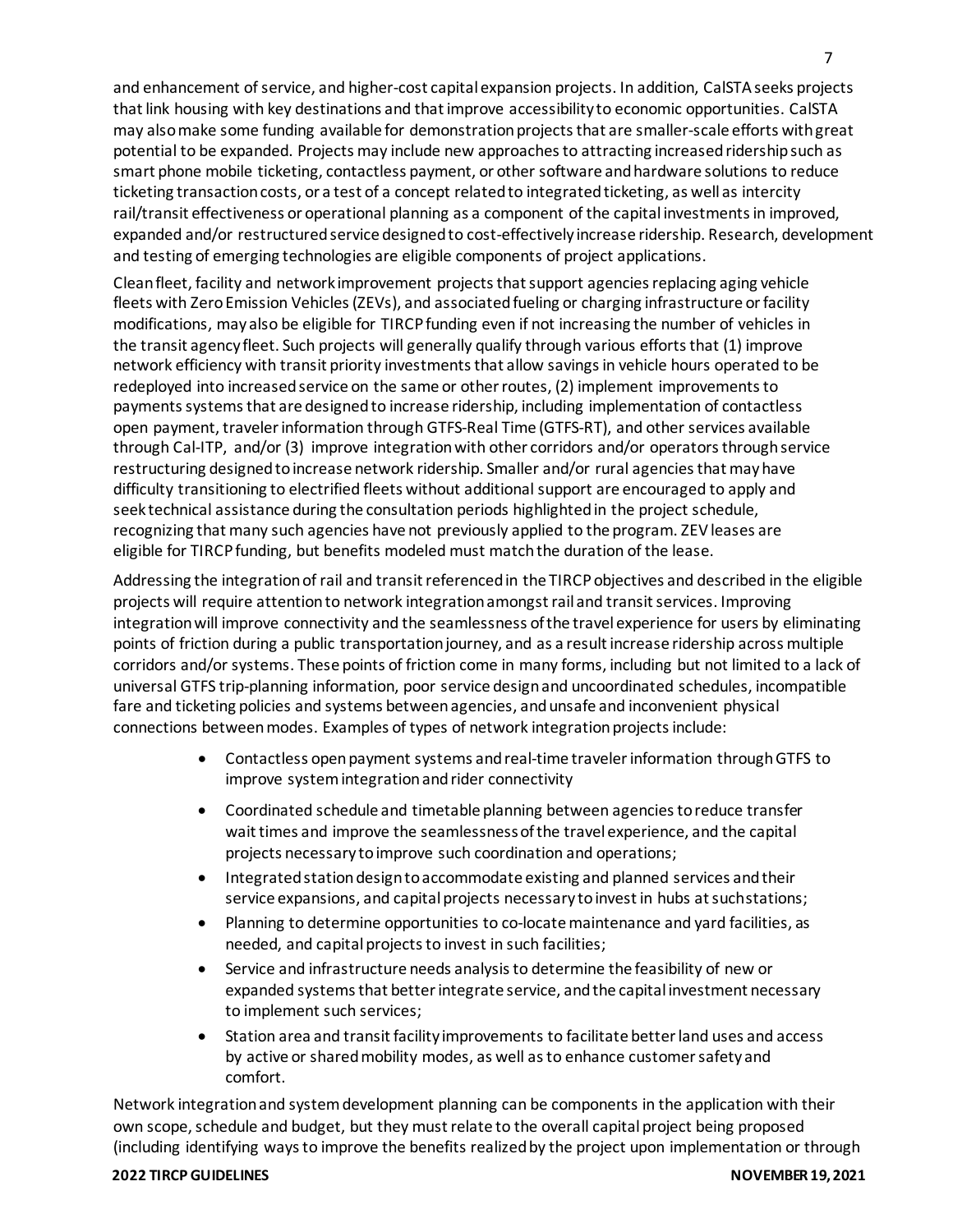and enhancement of service, and higher-cost capital expansion projects. In addition, CalSTA seeks projects that link housing with key destinations and that improve accessibility to economic opportunities. CalSTA may also make some funding available for demonstration projects that are smaller-scale efforts with great potential to be expanded. Projects may include new approaches to attracting increased ridership such as smart phone mobile ticketing, contactless payment, or other software and hardware solutions to reduce ticketing transaction costs, or a test of a concept related to integrated ticketing, as well as intercity rail/transit effectiveness or operational planning as a component of the capital investments in improved, expanded and/or restructured service designed to cost-effectively increase ridership. Research, development and testing of emerging technologies are eligible components of project applications.

Clean fleet, facility and network improvement projects that support agencies replacing aging vehicle fleets with Zero Emission Vehicles (ZEVs), and associated fueling or charging infrastructure or facility modifications, may also be eligible for TIRCP funding even if not increasing the number of vehicles in the transit agency fleet. Such projects will generally qualify through various efforts that (1) improve network efficiency with transit priority investments that allow savings in vehicle hours operated to be redeployed into increased service on the same or other routes, (2) implement improvements to payments systems that are designed to increase ridership, including implementation of contactless open payment, traveler information through GTFS-Real Time (GTFS-RT), and other services available through Cal-ITP, and/or (3) improve integration with other corridors and/or operators through service restructuring designed to increase network ridership. Smaller and/or rural agencies that may have difficulty transitioning to electrified fleets without additional support are encouraged to apply and seek technical assistance during the consultation periods highlighted in the project schedule, recognizing that many such agencies have not previously applied to the program. ZEV leases are eligible for TIRCP funding, but benefits modeled must match the duration of the lease.

Addressing the integration of rail and transit referenced in the TIRCP objectives and described in the eligible projects will require attention to network integration amongst rail and transit services. Improving integration will improve connectivity and the seamlessness of the travel experience for users by eliminating points of friction during a public transportation journey, and as a result increase ridership across multiple corridors and/or systems. These points of friction come in many forms, including but not limited to a lack of universal GTFS trip-planning information, poor service design and uncoordinated schedules, incompatible fare and ticketing policies and systems between agencies, and unsafe and inconvenient physical connections between modes. Examples of types of network integration projects include:

- Contactless open payment systems and real-time traveler information through GTFS to improve system integration and rider connectivity
- Coordinated schedule and timetable planning between agencies to reduce transfer wait times and improve the seamlessness of the travel experience, and the capital projects necessary to improve such coordination and operations;
- Integrated station design to accommodate existing and planned services and their service expansions, and capital projects necessary to invest in hubs at such stations;
- Planning to determine opportunities to co-locate maintenance and yard facilities, as needed, and capital projects to invest in such facilities;
- Service and infrastructure needs analysis to determine the feasibility of new or expanded systems that better integrate service, and the capital investment necessary to implement such services;
- Station area and transit facility improvements to facilitate better land uses and access by active or shared mobility modes, as well as to enhance customer safety and comfort.

Network integration and system development planning can be components in the application with their own scope, schedule and budget, but they must relate to the overall capital project being proposed (including identifying ways to improve the benefits realized by the project upon implementation or through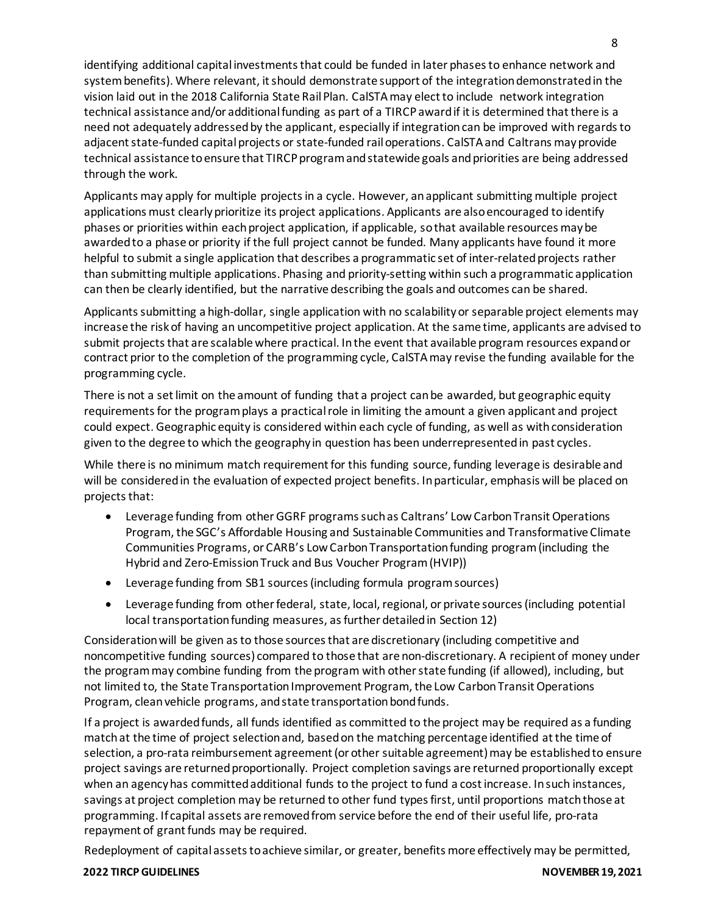identifying additional capital investments that could be funded in later phases to enhance network and system benefits). Where relevant, it should demonstrate support of the integration demonstrated in the vision laid out in the 2018 California State Rail Plan. CalSTA may elect to include network integration technical assistance and/or additional funding as part of a TIRCP award if it is determined that there is a need not adequately addressed by the applicant, especially if integration can be improved with regards to adjacent state-funded capital projects or state-funded rail operations. CalSTA and Caltrans may provide technical assistance to ensure that TIRCP program and statewide goals and priorities are being addressed through the work.

Applicants may apply for multiple projects in a cycle. However, an applicant submitting multiple project applications must clearly prioritize its project applications. Applicants are also encouraged to identify phases or priorities within each project application, if applicable, so that available resources may be awarded to a phase or priority if the full project cannot be funded. Many applicants have found it more helpful to submit a single application that describes a programmatic set of inter-related projects rather than submitting multiple applications. Phasing and priority-setting within such a programmatic application can then be clearly identified, but the narrative describing the goals and outcomes can be shared.

Applicants submitting a high-dollar, single application with no scalability or separable project elements may increase the risk of having an uncompetitive project application. At the same time, applicants are advised to submit projects that are scalable where practical. In the event that available program resources expand or contract prior to the completion of the programming cycle, CalSTA may revise the funding available for the programming cycle.

There is not a set limit on the amount of funding that a project can be awarded, but geographic equity requirements for the program plays a practical role in limiting the amount a given applicant and project could expect. Geographic equity is considered within each cycle of funding, as well as with consideration given to the degree to which the geography in question has been underrepresented in past cycles.

While there is no minimum match requirement for this funding source, funding leverage is desirable and will be considered in the evaluation of expected project benefits. In particular, emphasis will be placed on projects that:

- Leverage funding from other GGRF programs such as Caltrans' Low Carbon Transit Operations Program, the SGC's Affordable Housing and Sustainable Communities and Transformative Climate Communities Programs, or CARB's Low Carbon Transportation funding program (including the Hybrid and Zero-Emission Truck and Bus Voucher Program (HVIP))
- Leverage funding from SB1 sources (including formula program sources)
- Leverage funding from other federal, state, local, regional, or private sources (including potential local transportation funding measures, as further detailed in Section 12)

Consideration will be given as to those sources that are discretionary (including competitive and noncompetitive funding sources) compared to those that are non-discretionary. A recipient of money under the program may combine funding from the program with other state funding (if allowed), including, but not limited to, the State Transportation Improvement Program, the Low Carbon Transit Operations Program, clean vehicle programs, and state transportation bond funds.

If a project is awarded funds, all funds identified as committed to the project may be required as a funding match at the time of project selection and, based on the matching percentage identified at the time of selection, a pro-rata reimbursement agreement (or other suitable agreement) may be established to ensure project savings are returned proportionally. Project completion savings are returned proportionally except when an agency has committed additional funds to the project to fund a cost increase. In such instances, savings at project completion may be returned to other fund types first, until proportions match those at programming. If capital assets are removed from service before the end of their useful life, pro-rata repayment of grant funds may be required.

Redeployment of capital assets to achieve similar, or greater, benefits more effectively may be permitted,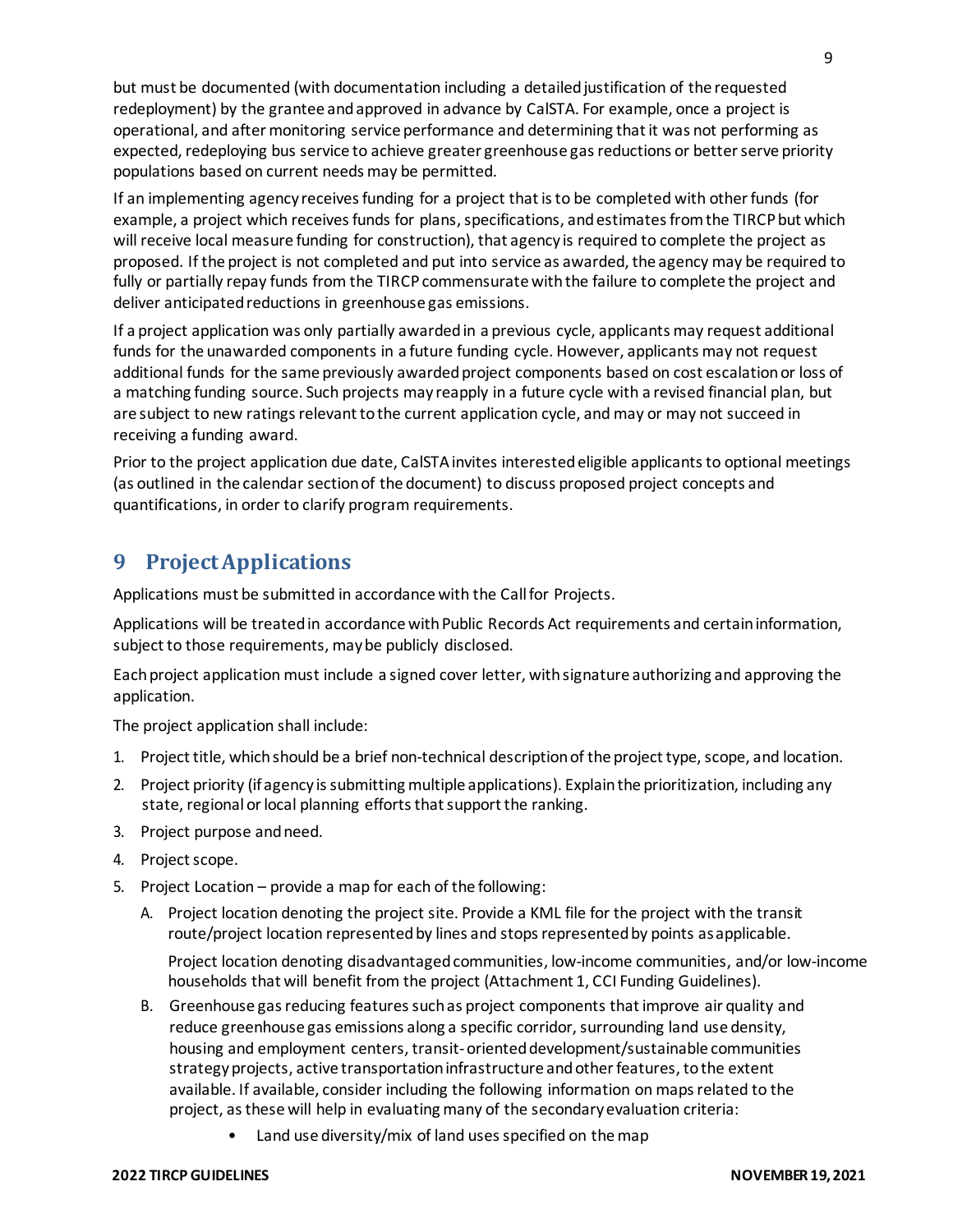but must be documented (with documentation including a detailed justification of the requested redeployment) by the grantee and approved in advance by CalSTA. For example, once a project is operational, and after monitoring service performance and determining that it was not performing as expected, redeploying bus service to achieve greater greenhouse gas reductions or better serve priority populations based on current needs may be permitted.

If an implementing agency receives funding for a project that is to be completed with other funds (for example, a project which receives funds for plans, specifications, and estimates from the TIRCP but which will receive local measure funding for construction), that agency is required to complete the project as proposed. If the project is not completed and put into service as awarded, the agency may be required to fully or partially repay funds from the TIRCP commensurate with the failure to complete the project and deliver anticipated reductions in greenhouse gas emissions.

If a project application was only partially awarded in a previous cycle, applicants may request additional funds for the unawarded components in a future funding cycle. However, applicants may not request additional funds for the same previously awarded project components based on cost escalation or loss of a matching funding source. Such projects may reapply in a future cycle with a revised financial plan, but are subject to new ratings relevant to the current application cycle, and may or may not succeed in receiving a funding award.

Prior to the project application due date, CalSTA invites interested eligible applicants to optional meetings (as outlined in the calendar section of the document) to discuss proposed project concepts and quantifications, in order to clarify program requirements.

# 9 Project Applications

Applications must be submitted in accordance with the Call for Projects.

Applications will be treated in accordance with Public Records Act requirements and certain information, subject to those requirements, may be publicly disclosed.

Each project application must include a signed cover letter, with signature authorizing and approving the application.

The project application shall include:

1. Project title, which should be a brief non-technical description of the project type, scope, and location.
2. Project priority (if agency is submitting multiple applications). Explain the prioritization, including any state, regional or local planning efforts that support the ranking.
3. Project purpose and need.
4. Project scope.
5. Project Location – provide a map for each of the following:
   A. Project location denoting the project site. Provide a KML file for the project with the transit route/project location represented by lines and stops represented by points as applicable.

      Project location denoting disadvantaged communities, low-income communities, and/or low-income households that will benefit from the project (Attachment 1, CCI Funding Guidelines).
   B. Greenhouse gas reducing features such as project components that improve air quality and reduce greenhouse gas emissions along a specific corridor, surrounding land use density, housing and employment centers, transit-oriented development/sustainable communities strategy projects, active transportation infrastructure and other features, to the extent available. If available, consider including the following information on maps related to the project, as these will help in evaluating many of the secondary evaluation criteria:
      - Land use diversity/mix of land uses specified on the map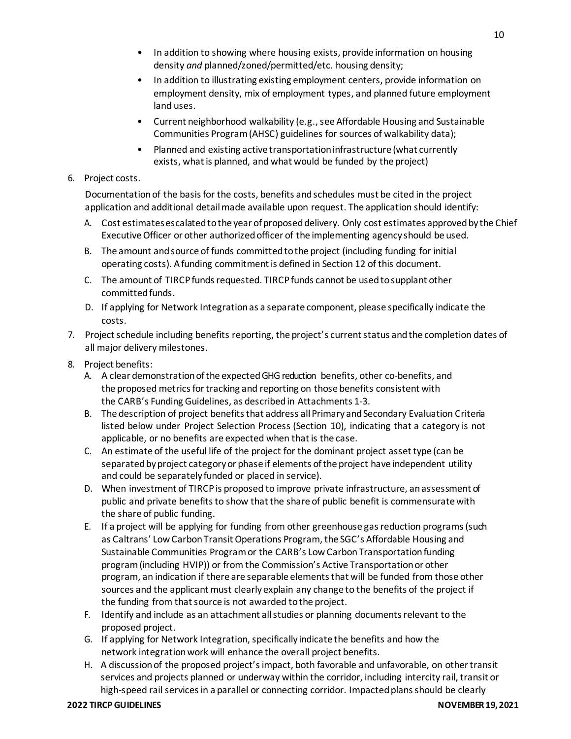- In addition to showing where housing exists, provide information on housing density *and* planned/zoned/permitted/etc. housing density;
- In addition to illustrating existing employment centers, provide information on employment density, mix of employment types, and planned future employment land uses.
- Current neighborhood walkability (e.g., see Affordable Housing and Sustainable Communities Program (AHSC) guidelines for sources of walkability data);
- Planned and existing active transportation infrastructure (what currently exists, what is planned, and what would be funded by the project)

6. Project costs.

   Documentation of the basis for the costs, benefits and schedules must be cited in the project application and additional detail made available upon request. The application should identify:

   A. Cost estimates escalated to the year of proposed delivery. Only cost estimates approved by the Chief Executive Officer or other authorized officer of the implementing agency should be used.
   B. The amount and source of funds committed to the project (including funding for initial operating costs). A funding commitment is defined in Section 12 of this document.
   C. The amount of TIRCP funds requested. TIRCP funds cannot be used to supplant other committed funds.
   D. If applying for Network Integration as a separate component, please specifically indicate the costs.

7. Project schedule including benefits reporting, the project's current status and the completion dates of all major delivery milestones.

8. Project benefits:

   A. A clear demonstration of the expected GHG reduction benefits, other co-benefits, and the proposed metrics for tracking and reporting on those benefits consistent with the CARB's Funding Guidelines, as described in Attachments 1-3.
   B. The description of project benefits that address all Primary and Secondary Evaluation Criteria listed below under Project Selection Process (Section 10), indicating that a category is not applicable, or no benefits are expected when that is the case.
   C. An estimate of the useful life of the project for the dominant project asset type (can be separated by project category or phase if elements of the project have independent utility and could be separately funded or placed in service).
   D. When investment of TIRCP is proposed to improve private infrastructure, an assessment of public and private benefits to show that the share of public benefit is commensurate with the share of public funding.
   E. If a project will be applying for funding from other greenhouse gas reduction programs (such as Caltrans' Low Carbon Transit Operations Program, the SGC's Affordable Housing and Sustainable Communities Program or the CARB's Low Carbon Transportation funding program (including HVIP)) or from the Commission's Active Transportation or other program, an indication if there are separable elements that will be funded from those other sources and the applicant must clearly explain any change to the benefits of the project if the funding from that source is not awarded to the project.
   F. Identify and include as an attachment all studies or planning documents relevant to the proposed project.
   G. If applying for Network Integration, specifically indicate the benefits and how the network integration work will enhance the overall project benefits.
   H. A discussion of the proposed project's impact, both favorable and unfavorable, on other transit services and projects planned or underway within the corridor, including intercity rail, transit or high-speed rail services in a parallel or connecting corridor. Impacted plans should be clearly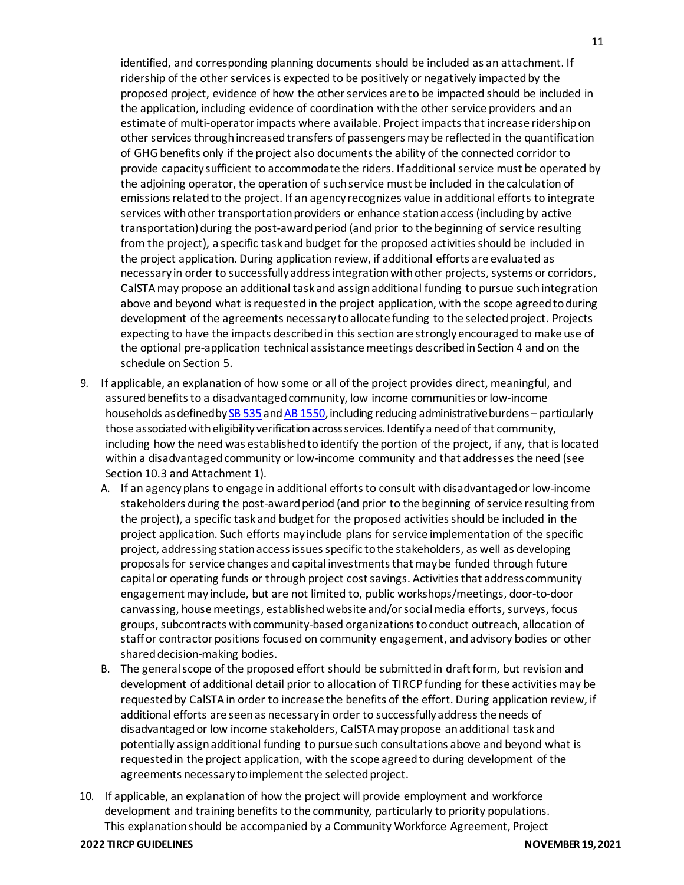identified, and corresponding planning documents should be included as an attachment. If ridership of the other services is expected to be positively or negatively impacted by the proposed project, evidence of how the other services are to be impacted should be included in the application, including evidence of coordination with the other service providers and an estimate of multi-operator impacts where available. Project impacts that increase ridership on other services through increased transfers of passengers may be reflected in the quantification of GHG benefits only if the project also documents the ability of the connected corridor to provide capacity sufficient to accommodate the riders. If additional service must be operated by the adjoining operator, the operation of such service must be included in the calculation of emissions related to the project. If an agency recognizes value in additional efforts to integrate services with other transportation providers or enhance station access (including by active transportation) during the post-award period (and prior to the beginning of service resulting from the project), a specific task and budget for the proposed activities should be included in the project application. During application review, if additional efforts are evaluated as necessary in order to successfully address integration with other projects, systems or corridors, CalSTA may propose an additional task and assign additional funding to pursue such integration above and beyond what is requested in the project application, with the scope agreed to during development of the agreements necessary to allocate funding to the selected project. Projects expecting to have the impacts described in this section are strongly encouraged to make use of the optional pre-application technical assistance meetings described in Section 4 and on the schedule on Section 5.

9. If applicable, an explanation of how some or all of the project provides direct, meaningful, and assured benefits to a disadvantaged community, low income communities or low-income households as defined by SB 535 and AB 1550, including reducing administrative burdens – particularly those associated with eligibility verification across services. Identify a need of that community, including how the need was established to identify the portion of the project, if any, that is located within a disadvantaged community or low-income community and that addresses the need (see Section 10.3 and Attachment 1).
   A. If an agency plans to engage in additional efforts to consult with disadvantaged or low-income stakeholders during the post-award period (and prior to the beginning of service resulting from the project), a specific task and budget for the proposed activities should be included in the project application. Such efforts may include plans for service implementation of the specific project, addressing station access issues specific to the stakeholders, as well as developing proposals for service changes and capital investments that may be funded through future capital or operating funds or through project cost savings. Activities that address community engagement may include, but are not limited to, public workshops/meetings, door-to-door canvassing, house meetings, established website and/or social media efforts, surveys, focus groups, subcontracts with community-based organizations to conduct outreach, allocation of staff or contractor positions focused on community engagement, and advisory bodies or other shared decision-making bodies.
   B. The general scope of the proposed effort should be submitted in draft form, but revision and development of additional detail prior to allocation of TIRCP funding for these activities may be requested by CalSTA in order to increase the benefits of the effort. During application review, if additional efforts are seen as necessary in order to successfully address the needs of disadvantaged or low income stakeholders, CalSTA may propose an additional task and potentially assign additional funding to pursue such consultations above and beyond what is requested in the project application, with the scope agreed to during development of the agreements necessary to implement the selected project.

10. If applicable, an explanation of how the project will provide employment and workforce development and training benefits to the community, particularly to priority populations. This explanation should be accompanied by a Community Workforce Agreement, Project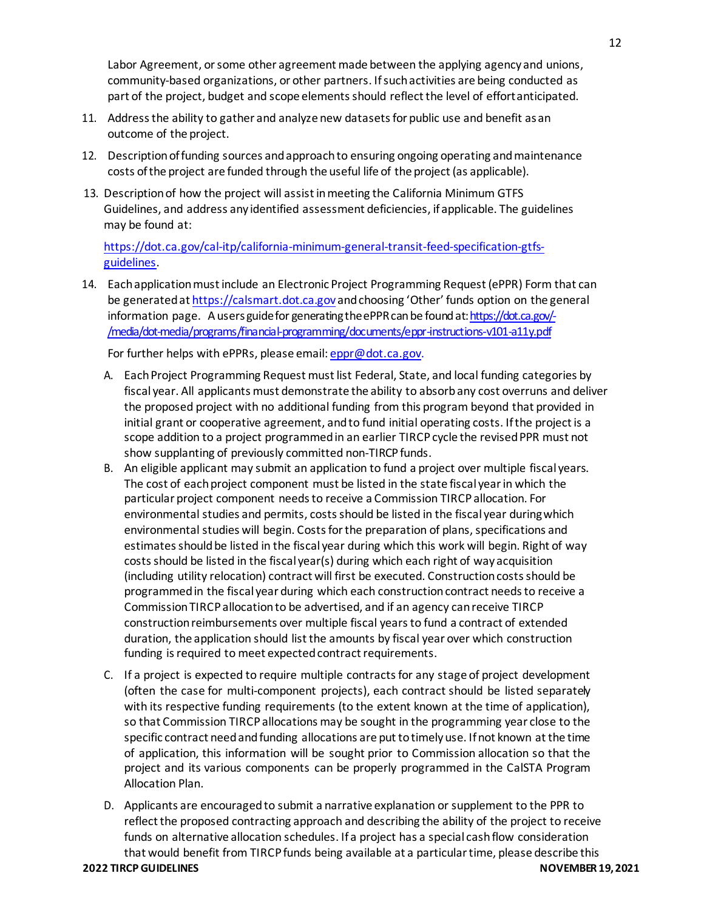Labor Agreement, or some other agreement made between the applying agency and unions, community-based organizations, or other partners. If such activities are being conducted as part of the project, budget and scope elements should reflect the level of effort anticipated.

11. Address the ability to gather and analyze new datasets for public use and benefit as an outcome of the project.
12. Description of funding sources and approach to ensuring ongoing operating and maintenance costs of the project are funded through the useful life of the project (as applicable).
13. Description of how the project will assist in meeting the California Minimum GTFS Guidelines, and address any identified assessment deficiencies, if applicable. The guidelines may be found at:

    [https://dot.ca.gov/cal-itp/california-minimum-general-transit-feed-specification-gtfs-guidelines](https://dot.ca.gov/cal-itp/california-minimum-general-transit-feed-specification-gtfs-guidelines).

14. Each application must include an Electronic Project Programming Request (ePPR) Form that can be generated at [https://calsmart.dot.ca.gov](https://calsmart.dot.ca.gov) and choosing 'Other' funds option on the general information page. A users guide for generating the ePPR can be found at: [https://dot.ca.gov/-/media/dot-media/programs/financial-programming/documents/eppr-instructions-v101-a11y.pdf](https://dot.ca.gov/-/media/dot-media/programs/financial-programming/documents/eppr-instructions-v101-a11y.pdf)

    For further helps with ePPRs, please email: [eppr@dot.ca.gov](mailto:eppr@dot.ca.gov).

    A. Each Project Programming Request must list Federal, State, and local funding categories by fiscal year. All applicants must demonstrate the ability to absorb any cost overruns and deliver the proposed project with no additional funding from this program beyond that provided in initial grant or cooperative agreement, and to fund initial operating costs. If the project is a scope addition to a project programmed in an earlier TIRCP cycle the revised PPR must not show supplanting of previously committed non-TIRCP funds.
    B. An eligible applicant may submit an application to fund a project over multiple fiscal years. The cost of each project component must be listed in the state fiscal year in which the particular project component needs to receive a Commission TIRCP allocation. For environmental studies and permits, costs should be listed in the fiscal year during which environmental studies will begin. Costs for the preparation of plans, specifications and estimates should be listed in the fiscal year during which this work will begin. Right of way costs should be listed in the fiscal year(s) during which each right of way acquisition (including utility relocation) contract will first be executed. Construction costs should be programmed in the fiscal year during which each construction contract needs to receive a Commission TIRCP allocation to be advertised, and if an agency can receive TIRCP construction reimbursements over multiple fiscal years to fund a contract of extended duration, the application should list the amounts by fiscal year over which construction funding is required to meet expected contract requirements.
    C. If a project is expected to require multiple contracts for any stage of project development (often the case for multi-component projects), each contract should be listed separately with its respective funding requirements (to the extent known at the time of application), so that Commission TIRCP allocations may be sought in the programming year close to the specific contract need and funding allocations are put to timely use. If not known at the time of application, this information will be sought prior to Commission allocation so that the project and its various components can be properly programmed in the CalSTA Program Allocation Plan.
    D. Applicants are encouraged to submit a narrative explanation or supplement to the PPR to reflect the proposed contracting approach and describing the ability of the project to receive funds on alternative allocation schedules. If a project has a special cash flow consideration that would benefit from TIRCP funds being available at a particular time, please describe this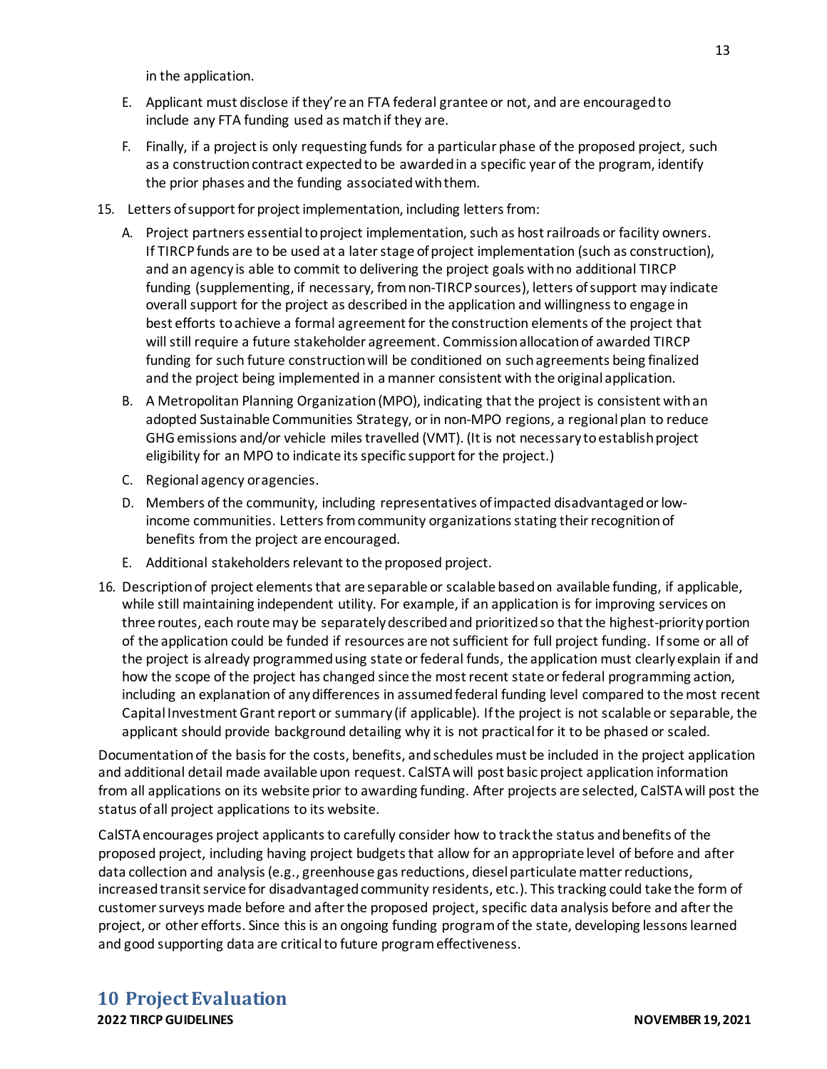in the application.

E. Applicant must disclose if they're an FTA federal grantee or not, and are encouraged to include any FTA funding used as match if they are.

F. Finally, if a project is only requesting funds for a particular phase of the proposed project, such as a construction contract expected to be awarded in a specific year of the program, identify the prior phases and the funding associated with them.

15. Letters of support for project implementation, including letters from:

    A. Project partners essential to project implementation, such as host railroads or facility owners. If TIRCP funds are to be used at a later stage of project implementation (such as construction), and an agency is able to commit to delivering the project goals with no additional TIRCP funding (supplementing, if necessary, from non-TIRCP sources), letters of support may indicate overall support for the project as described in the application and willingness to engage in best efforts to achieve a formal agreement for the construction elements of the project that will still require a future stakeholder agreement. Commission allocation of awarded TIRCP funding for such future construction will be conditioned on such agreements being finalized and the project being implemented in a manner consistent with the original application.

    B. A Metropolitan Planning Organization (MPO), indicating that the project is consistent with an adopted Sustainable Communities Strategy, or in non-MPO regions, a regional plan to reduce GHG emissions and/or vehicle miles travelled (VMT). (It is not necessary to establish project eligibility for an MPO to indicate its specific support for the project.)

    C. Regional agency or agencies.

    D. Members of the community, including representatives of impacted disadvantaged or low-income communities. Letters from community organizations stating their recognition of benefits from the project are encouraged.

    E. Additional stakeholders relevant to the proposed project.

16. Description of project elements that are separable or scalable based on available funding, if applicable, while still maintaining independent utility. For example, if an application is for improving services on three routes, each route may be separately described and prioritized so that the highest-priority portion of the application could be funded if resources are not sufficient for full project funding. If some or all of the project is already programmed using state or federal funds, the application must clearly explain if and how the scope of the project has changed since the most recent state or federal programming action, including an explanation of any differences in assumed federal funding level compared to the most recent Capital Investment Grant report or summary (if applicable). If the project is not scalable or separable, the applicant should provide background detailing why it is not practical for it to be phased or scaled.

Documentation of the basis for the costs, benefits, and schedules must be included in the project application and additional detail made available upon request. CalSTA will post basic project application information from all applications on its website prior to awarding funding. After projects are selected, CalSTA will post the status of all project applications to its website.

CalSTA encourages project applicants to carefully consider how to track the status and benefits of the proposed project, including having project budgets that allow for an appropriate level of before and after data collection and analysis (e.g., greenhouse gas reductions, diesel particulate matter reductions, increased transit service for disadvantaged community residents, etc.). This tracking could take the form of customer surveys made before and after the proposed project, specific data analysis before and after the project, or other efforts. Since this is an ongoing funding program of the state, developing lessons learned and good supporting data are critical to future program effectiveness.

# 10 Project Evaluation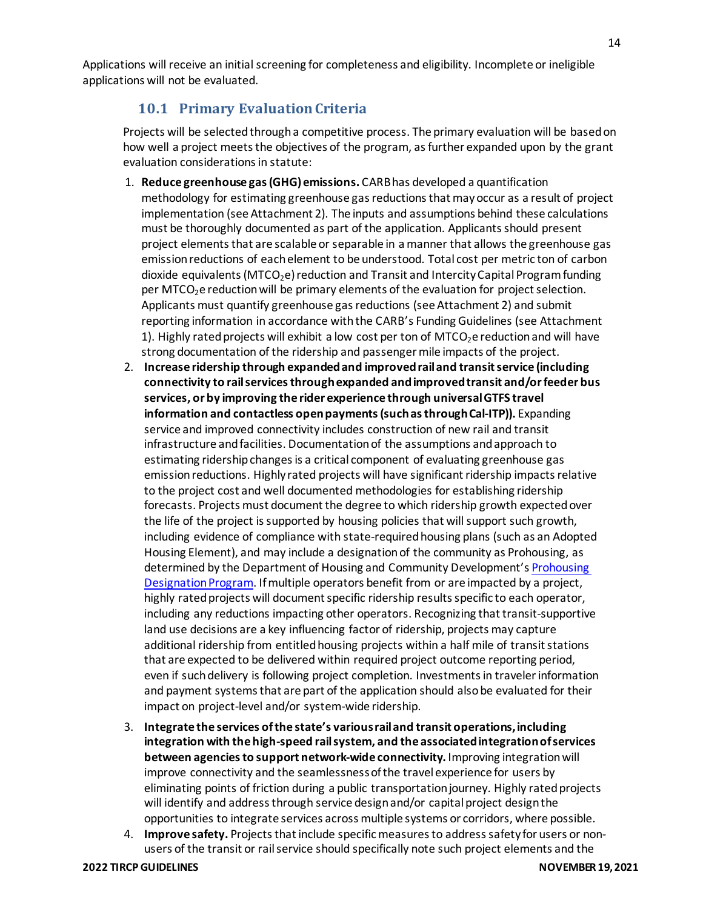Applications will receive an initial screening for completeness and eligibility. Incomplete or ineligible applications will not be evaluated.

## 10.1 Primary Evaluation Criteria

Projects will be selected through a competitive process. The primary evaluation will be based on how well a project meets the objectives of the program, as further expanded upon by the grant evaluation considerations in statute:

1. **Reduce greenhouse gas (GHG) emissions.** CARB has developed a quantification methodology for estimating greenhouse gas reductions that may occur as a result of project implementation (see Attachment 2). The inputs and assumptions behind these calculations must be thoroughly documented as part of the application. Applicants should present project elements that are scalable or separable in a manner that allows the greenhouse gas emission reductions of each element to be understood. Total cost per metric ton of carbon dioxide equivalents ($MTCO_2e$) reduction and Transit and Intercity Capital Program funding per $MTCO_2e$ reduction will be primary elements of the evaluation for project selection. Applicants must quantify greenhouse gas reductions (see Attachment 2) and submit reporting information in accordance with the CARB's Funding Guidelines (see Attachment 1). Highly rated projects will exhibit a low cost per ton of $MTCO_2e$ reduction and will have strong documentation of the ridership and passenger mile impacts of the project.
2. **Increase ridership through expanded and improved rail and transit service (including connectivity to rail services through expanded and improved transit and/or feeder bus services, or by improving the rider experience through universal GTFS travel information and contactless open payments (such as through Cal-ITP)).** Expanding service and improved connectivity includes construction of new rail and transit infrastructure and facilities. Documentation of the assumptions and approach to estimating ridership changes is a critical component of evaluating greenhouse gas emission reductions. Highly rated projects will have significant ridership impacts relative to the project cost and well documented methodologies for establishing ridership forecasts. Projects must document the degree to which ridership growth expected over the life of the project is supported by housing policies that will support such growth, including evidence of compliance with state-required housing plans (such as an Adopted Housing Element), and may include a designation of the community as Prohousing, as determined by the Department of Housing and Community Development's [Prohousing Designation Program](). If multiple operators benefit from or are impacted by a project, highly rated projects will document specific ridership results specific to each operator, including any reductions impacting other operators. Recognizing that transit-supportive land use decisions are a key influencing factor of ridership, projects may capture additional ridership from entitled housing projects within a half mile of transit stations that are expected to be delivered within required project outcome reporting period, even if such delivery is following project completion. Investments in traveler information and payment systems that are part of the application should also be evaluated for their impact on project-level and/or system-wide ridership.
3. **Integrate the services of the state's various rail and transit operations, including integration with the high-speed rail system, and the associated integration of services between agencies to support network-wide connectivity.** Improving integration will improve connectivity and the seamlessness of the travel experience for users by eliminating points of friction during a public transportation journey. Highly rated projects will identify and address through service design and/or capital project design the opportunities to integrate services across multiple systems or corridors, where possible.
4. **Improve safety.** Projects that include specific measures to address safety for users or non-users of the transit or rail service should specifically note such project elements and the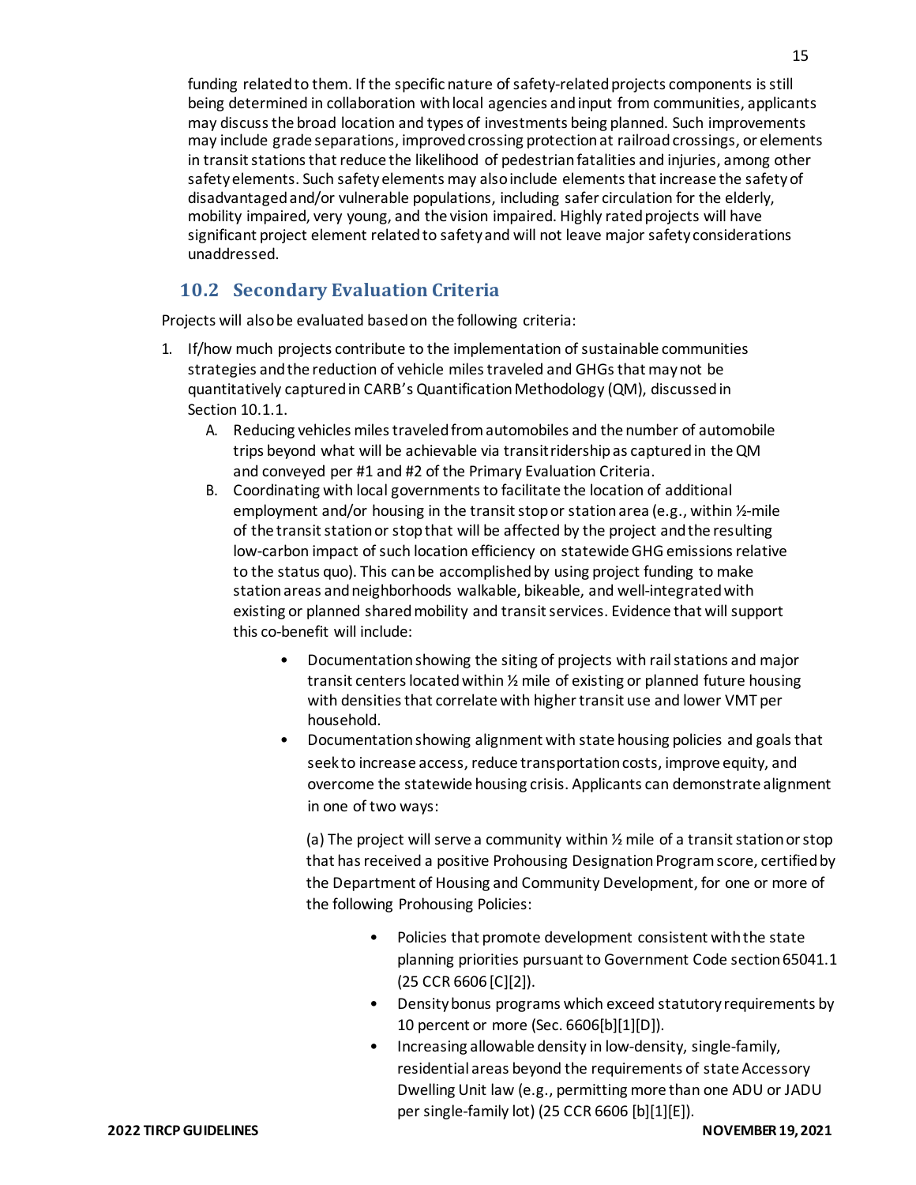funding related to them. If the specific nature of safety-related projects components is still being determined in collaboration with local agencies and input from communities, applicants may discuss the broad location and types of investments being planned. Such improvements may include grade separations, improved crossing protection at railroad crossings, or elements in transit stations that reduce the likelihood of pedestrian fatalities and injuries, among other safety elements. Such safety elements may also include elements that increase the safety of disadvantaged and/or vulnerable populations, including safer circulation for the elderly, mobility impaired, very young, and the vision impaired. Highly rated projects will have significant project element related to safety and will not leave major safety considerations unaddressed.

## 10.2 Secondary Evaluation Criteria

Projects will also be evaluated based on the following criteria:

1. If/how much projects contribute to the implementation of sustainable communities strategies and the reduction of vehicle miles traveled and GHGs that may not be quantitatively captured in CARB's Quantification Methodology (QM), discussed in Section 10.1.1.
   A. Reducing vehicles miles traveled from automobiles and the number of automobile trips beyond what will be achievable via transit ridership as captured in the QM and conveyed per #1 and #2 of the Primary Evaluation Criteria.
   B. Coordinating with local governments to facilitate the location of additional employment and/or housing in the transit stop or station area (e.g., within ½-mile of the transit station or stop that will be affected by the project and the resulting low-carbon impact of such location efficiency on statewide GHG emissions relative to the status quo). This can be accomplished by using project funding to make station areas and neighborhoods walkable, bikeable, and well-integrated with existing or planned shared mobility and transit services. Evidence that will support this co-benefit will include:
      - Documentation showing the siting of projects with rail stations and major transit centers located within ½ mile of existing or planned future housing with densities that correlate with higher transit use and lower VMT per household.
      - Documentation showing alignment with state housing policies and goals that seek to increase access, reduce transportation costs, improve equity, and overcome the statewide housing crisis. Applicants can demonstrate alignment in one of two ways:

        (a) The project will serve a community within ½ mile of a transit station or stop that has received a positive Prohousing Designation Program score, certified by the Department of Housing and Community Development, for one or more of the following Prohousing Policies:

        - Policies that promote development consistent with the state planning priorities pursuant to Government Code section 65041.1 (25 CCR 6606 [C][2]).
        - Density bonus programs which exceed statutory requirements by 10 percent or more (Sec. 6606[b][1][D]).
        - Increasing allowable density in low-density, single-family, residential areas beyond the requirements of state Accessory Dwelling Unit law (e.g., permitting more than one ADU or JADU per single-family lot) (25 CCR 6606 [b][1][E]).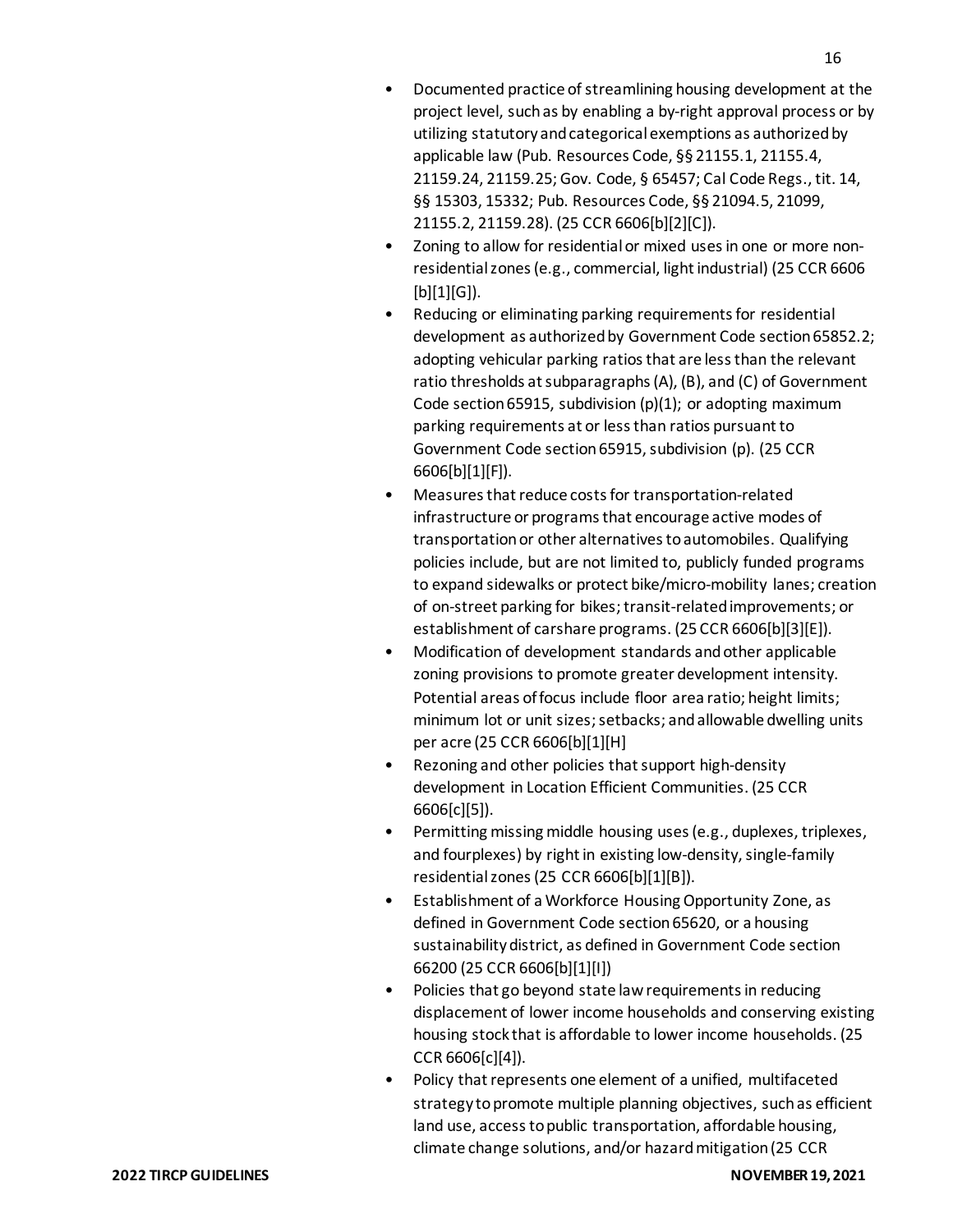- Documented practice of streamlining housing development at the project level, such as by enabling a by-right approval process or by utilizing statutory and categorical exemptions as authorized by applicable law (Pub. Resources Code, §§ 21155.1, 21155.4, 21159.24, 21159.25; Gov. Code, § 65457; Cal Code Regs., tit. 14, §§ 15303, 15332; Pub. Resources Code, §§ 21094.5, 21099, 21155.2, 21159.28). (25 CCR 6606[b][2][C]).
- Zoning to allow for residential or mixed uses in one or more non-residential zones (e.g., commercial, light industrial) (25 CCR 6606 [b][1][G]).
- Reducing or eliminating parking requirements for residential development as authorized by Government Code section 65852.2; adopting vehicular parking ratios that are less than the relevant ratio thresholds at subparagraphs (A), (B), and (C) of Government Code section 65915, subdivision (p)(1); or adopting maximum parking requirements at or less than ratios pursuant to Government Code section 65915, subdivision (p). (25 CCR 6606[b][1][F]).
- Measures that reduce costs for transportation-related infrastructure or programs that encourage active modes of transportation or other alternatives to automobiles. Qualifying policies include, but are not limited to, publicly funded programs to expand sidewalks or protect bike/micro-mobility lanes; creation of on-street parking for bikes; transit-related improvements; or establishment of carshare programs. (25 CCR 6606[b][3][E]).
- Modification of development standards and other applicable zoning provisions to promote greater development intensity. Potential areas of focus include floor area ratio; height limits; minimum lot or unit sizes; setbacks; and allowable dwelling units per acre (25 CCR 6606[b][1][H]
- Rezoning and other policies that support high-density development in Location Efficient Communities. (25 CCR 6606[c][5]).
- Permitting missing middle housing uses (e.g., duplexes, triplexes, and fourplexes) by right in existing low-density, single-family residential zones (25 CCR 6606[b][1][B]).
- Establishment of a Workforce Housing Opportunity Zone, as defined in Government Code section 65620, or a housing sustainability district, as defined in Government Code section 66200 (25 CCR 6606[b][1][I])
- Policies that go beyond state law requirements in reducing displacement of lower income households and conserving existing housing stock that is affordable to lower income households. (25 CCR 6606[c][4]).
- Policy that represents one element of a unified, multifaceted strategy to promote multiple planning objectives, such as efficient land use, access to public transportation, affordable housing, climate change solutions, and/or hazard mitigation (25 CCR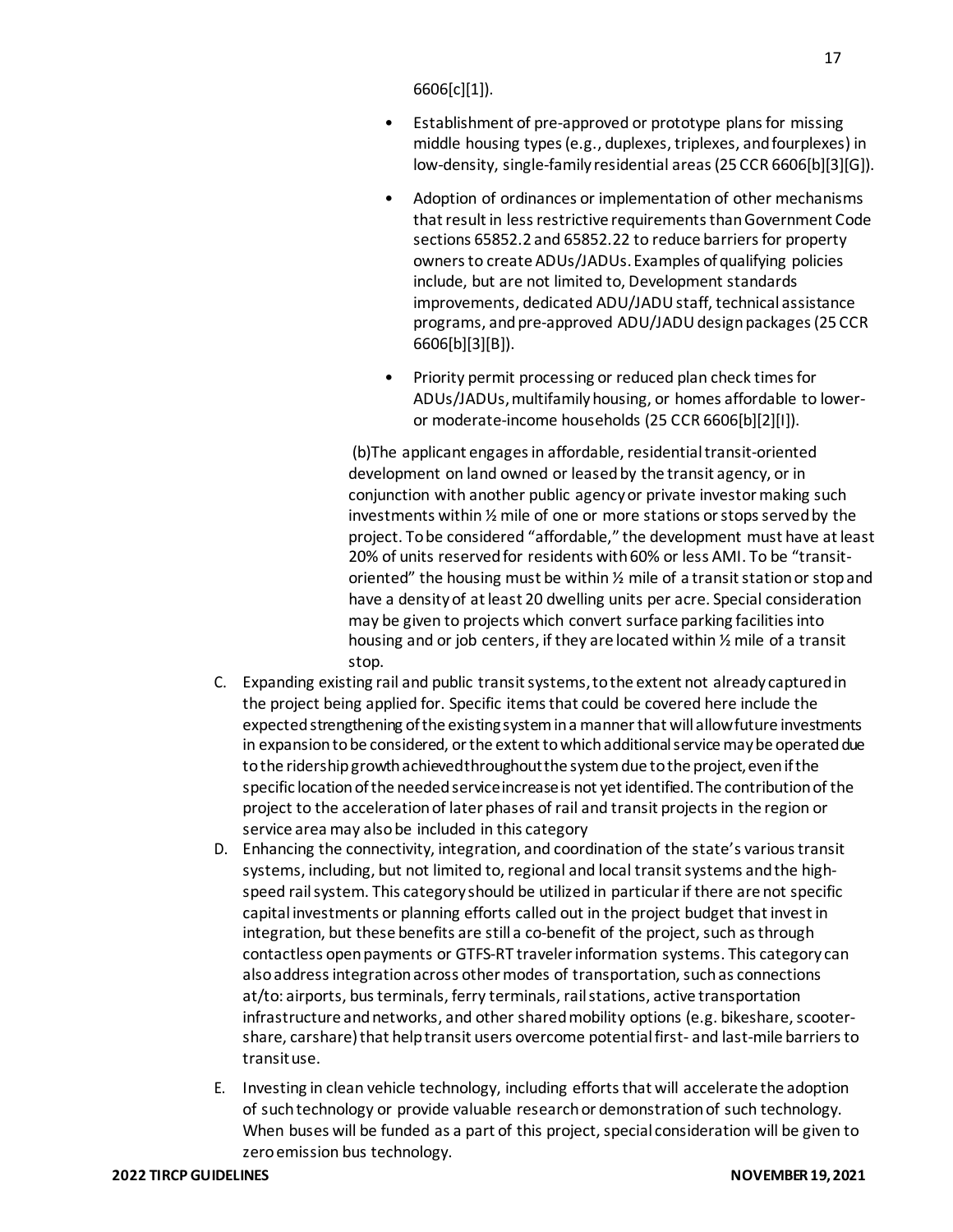6606[c][1]).

- Establishment of pre-approved or prototype plans for missing middle housing types (e.g., duplexes, triplexes, and fourplexes) in low-density, single-family residential areas (25 CCR 6606[b][3][G]).
- Adoption of ordinances or implementation of other mechanisms that result in less restrictive requirements than Government Code sections 65852.2 and 65852.22 to reduce barriers for property owners to create ADUs/JADUs. Examples of qualifying policies include, but are not limited to, Development standards improvements, dedicated ADU/JADU staff, technical assistance programs, and pre-approved ADU/JADU design packages (25 CCR 6606[b][3][B]).
- Priority permit processing or reduced plan check times for ADUs/JADUs, multifamily housing, or homes affordable to lower- or moderate-income households (25 CCR 6606[b][2][I]).

(b)The applicant engages in affordable, residential transit-oriented development on land owned or leased by the transit agency, or in conjunction with another public agency or private investor making such investments within ½ mile of one or more stations or stops served by the project. To be considered "affordable," the development must have at least 20% of units reserved for residents with 60% or less AMI. To be "transit-oriented" the housing must be within ½ mile of a transit station or stop and have a density of at least 20 dwelling units per acre. Special consideration may be given to projects which convert surface parking facilities into housing and or job centers, if they are located within ½ mile of a transit stop.

C. Expanding existing rail and public transit systems, to the extent not already captured in the project being applied for. Specific items that could be covered here include the expected strengthening of the existing system in a manner that will allow future investments in expansion to be considered, or the extent to which additional service may be operated due to the ridership growth achieved throughout the system due to the project, even if the specific location of the needed service increase is not yet identified. The contribution of the project to the acceleration of later phases of rail and transit projects in the region or service area may also be included in this category
D. Enhancing the connectivity, integration, and coordination of the state's various transit systems, including, but not limited to, regional and local transit systems and the high-speed rail system. This category should be utilized in particular if there are not specific capital investments or planning efforts called out in the project budget that invest in integration, but these benefits are still a co-benefit of the project, such as through contactless open payments or GTFS-RT traveler information systems. This category can also address integration across other modes of transportation, such as connections at/to: airports, bus terminals, ferry terminals, rail stations, active transportation infrastructure and networks, and other shared mobility options (e.g. bikeshare, scooter-share, carshare) that help transit users overcome potential first- and last-mile barriers to transit use.
E. Investing in clean vehicle technology, including efforts that will accelerate the adoption of such technology or provide valuable research or demonstration of such technology. When buses will be funded as a part of this project, special consideration will be given to zero emission bus technology.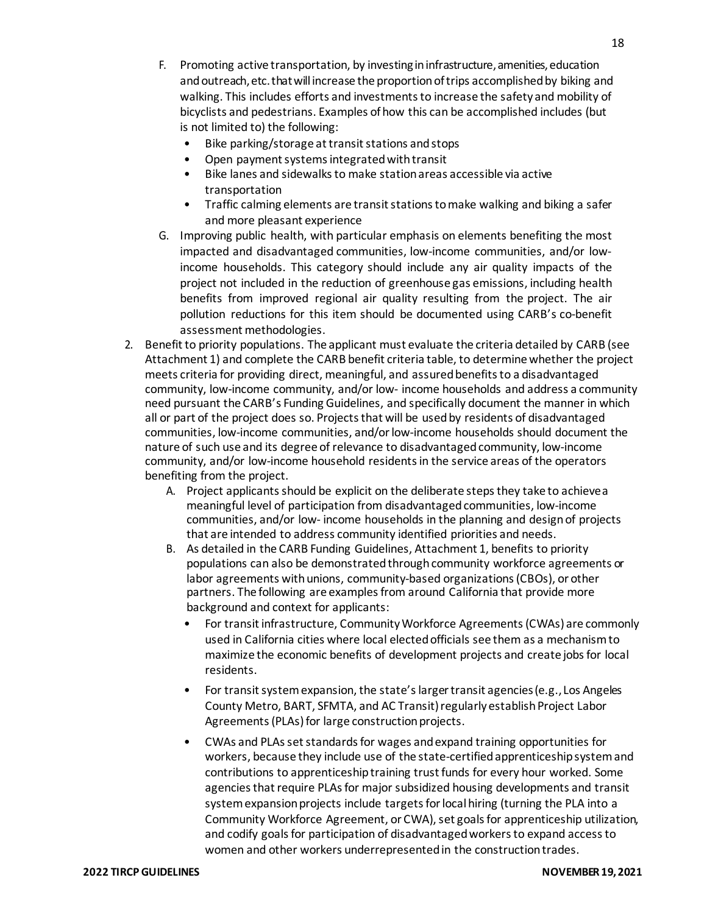F. Promoting active transportation, by investing in infrastructure, amenities, education and outreach, etc. that will increase the proportion of trips accomplished by biking and walking. This includes efforts and investments to increase the safety and mobility of bicyclists and pedestrians. Examples of how this can be accomplished includes (but is not limited to) the following:
   - Bike parking/storage at transit stations and stops
   - Open payment systems integrated with transit
   - Bike lanes and sidewalks to make station areas accessible via active transportation
   - Traffic calming elements are transit stations to make walking and biking a safer and more pleasant experience

G. Improving public health, with particular emphasis on elements benefiting the most impacted and disadvantaged communities, low-income communities, and/or low-income households. This category should include any air quality impacts of the project not included in the reduction of greenhouse gas emissions, including health benefits from improved regional air quality resulting from the project. The air pollution reductions for this item should be documented using CARB's co-benefit assessment methodologies.

2. Benefit to priority populations. The applicant must evaluate the criteria detailed by CARB (see Attachment 1) and complete the CARB benefit criteria table, to determine whether the project meets criteria for providing direct, meaningful, and assured benefits to a disadvantaged community, low-income community, and/or low- income households and address a community need pursuant the CARB's Funding Guidelines, and specifically document the manner in which all or part of the project does so. Projects that will be used by residents of disadvantaged communities, low-income communities, and/or low-income households should document the nature of such use and its degree of relevance to disadvantaged community, low-income community, and/or low-income household residents in the service areas of the operators benefiting from the project.
   A. Project applicants should be explicit on the deliberate steps they take to achieve a meaningful level of participation from disadvantaged communities, low-income communities, and/or low- income households in the planning and design of projects that are intended to address community identified priorities and needs.
   B. As detailed in the CARB Funding Guidelines, Attachment 1, benefits to priority populations can also be demonstrated through community workforce agreements or labor agreements with unions, community-based organizations (CBOs), or other partners. The following are examples from around California that provide more background and context for applicants:
      - For transit infrastructure, Community Workforce Agreements (CWAs) are commonly used in California cities where local elected officials see them as a mechanism to maximize the economic benefits of development projects and create jobs for local residents.
      - For transit system expansion, the state's larger transit agencies (e.g., Los Angeles County Metro, BART, SFMTA, and AC Transit) regularly establish Project Labor Agreements (PLAs) for large construction projects.
      - CWAs and PLAs set standards for wages and expand training opportunities for workers, because they include use of the state-certified apprenticeship system and contributions to apprenticeship training trust funds for every hour worked. Some agencies that require PLAs for major subsidized housing developments and transit system expansion projects include targets for local hiring (turning the PLA into a Community Workforce Agreement, or CWA), set goals for apprenticeship utilization, and codify goals for participation of disadvantaged workers to expand access to women and other workers underrepresented in the construction trades.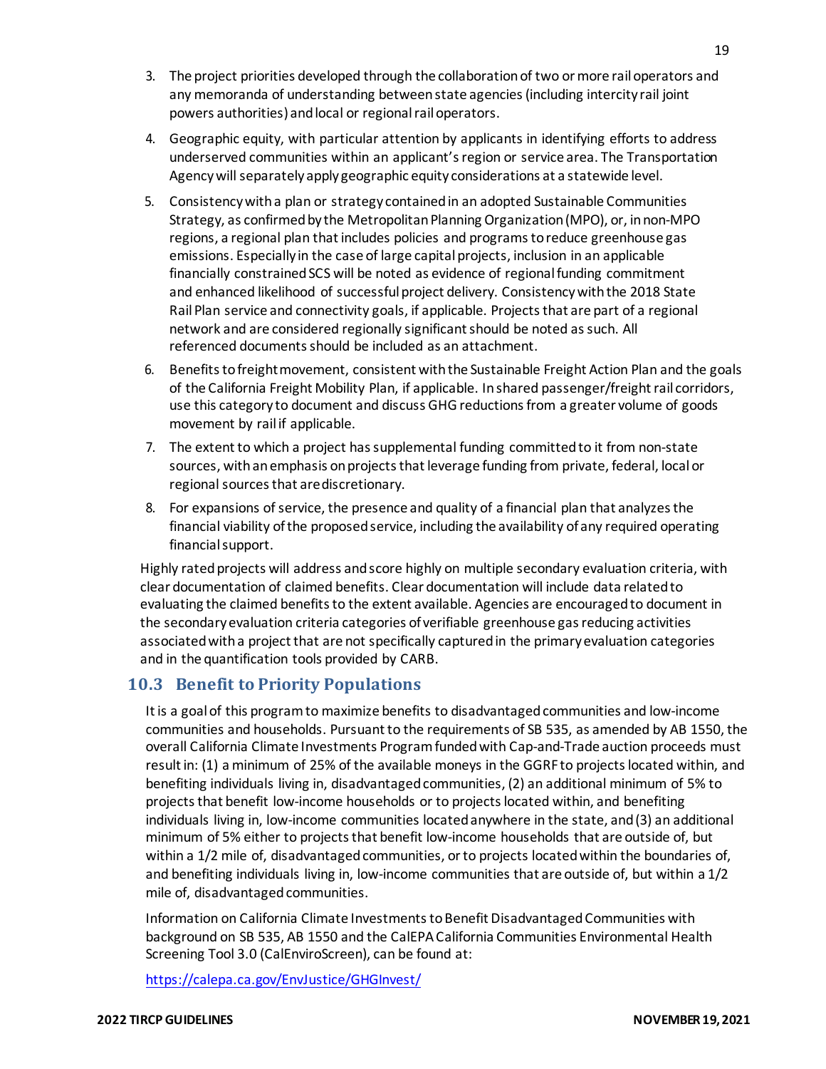3. The project priorities developed through the collaboration of two or more rail operators and any memoranda of understanding between state agencies (including intercity rail joint powers authorities) and local or regional rail operators.
4. Geographic equity, with particular attention by applicants in identifying efforts to address underserved communities within an applicant's region or service area. The Transportation Agency will separately apply geographic equity considerations at a statewide level.
5. Consistency with a plan or strategy contained in an adopted Sustainable Communities Strategy, as confirmed by the Metropolitan Planning Organization (MPO), or, in non-MPO regions, a regional plan that includes policies and programs to reduce greenhouse gas emissions. Especially in the case of large capital projects, inclusion in an applicable financially constrained SCS will be noted as evidence of regional funding commitment and enhanced likelihood of successful project delivery. Consistency with the 2018 State Rail Plan service and connectivity goals, if applicable. Projects that are part of a regional network and are considered regionally significant should be noted as such. All referenced documents should be included as an attachment.
6. Benefits to freight movement, consistent with the Sustainable Freight Action Plan and the goals of the California Freight Mobility Plan, if applicable. In shared passenger/freight rail corridors, use this category to document and discuss GHG reductions from a greater volume of goods movement by rail if applicable.
7. The extent to which a project has supplemental funding committed to it from non-state sources, with an emphasis on projects that leverage funding from private, federal, local or regional sources that are discretionary.
8. For expansions of service, the presence and quality of a financial plan that analyzes the financial viability of the proposed service, including the availability of any required operating financial support.

Highly rated projects will address and score highly on multiple secondary evaluation criteria, with clear documentation of claimed benefits. Clear documentation will include data related to evaluating the claimed benefits to the extent available. Agencies are encouraged to document in the secondary evaluation criteria categories of verifiable greenhouse gas reducing activities associated with a project that are not specifically captured in the primary evaluation categories and in the quantification tools provided by CARB.

## 10.3 Benefit to Priority Populations

It is a goal of this program to maximize benefits to disadvantaged communities and low-income communities and households. Pursuant to the requirements of SB 535, as amended by AB 1550, the overall California Climate Investments Program funded with Cap-and-Trade auction proceeds must result in: (1) a minimum of 25% of the available moneys in the GGRF to projects located within, and benefiting individuals living in, disadvantaged communities, (2) an additional minimum of 5% to projects that benefit low-income households or to projects located within, and benefiting individuals living in, low-income communities located anywhere in the state, and (3) an additional minimum of 5% either to projects that benefit low-income households that are outside of, but within a 1/2 mile of, disadvantaged communities, or to projects located within the boundaries of, and benefiting individuals living in, low-income communities that are outside of, but within a 1/2 mile of, disadvantaged communities.

Information on California Climate Investments to Benefit Disadvantaged Communities with background on SB 535, AB 1550 and the CalEPA California Communities Environmental Health Screening Tool 3.0 (CalEnviroScreen), can be found at:

https://calepa.ca.gov/EnvJustice/GHGInvest/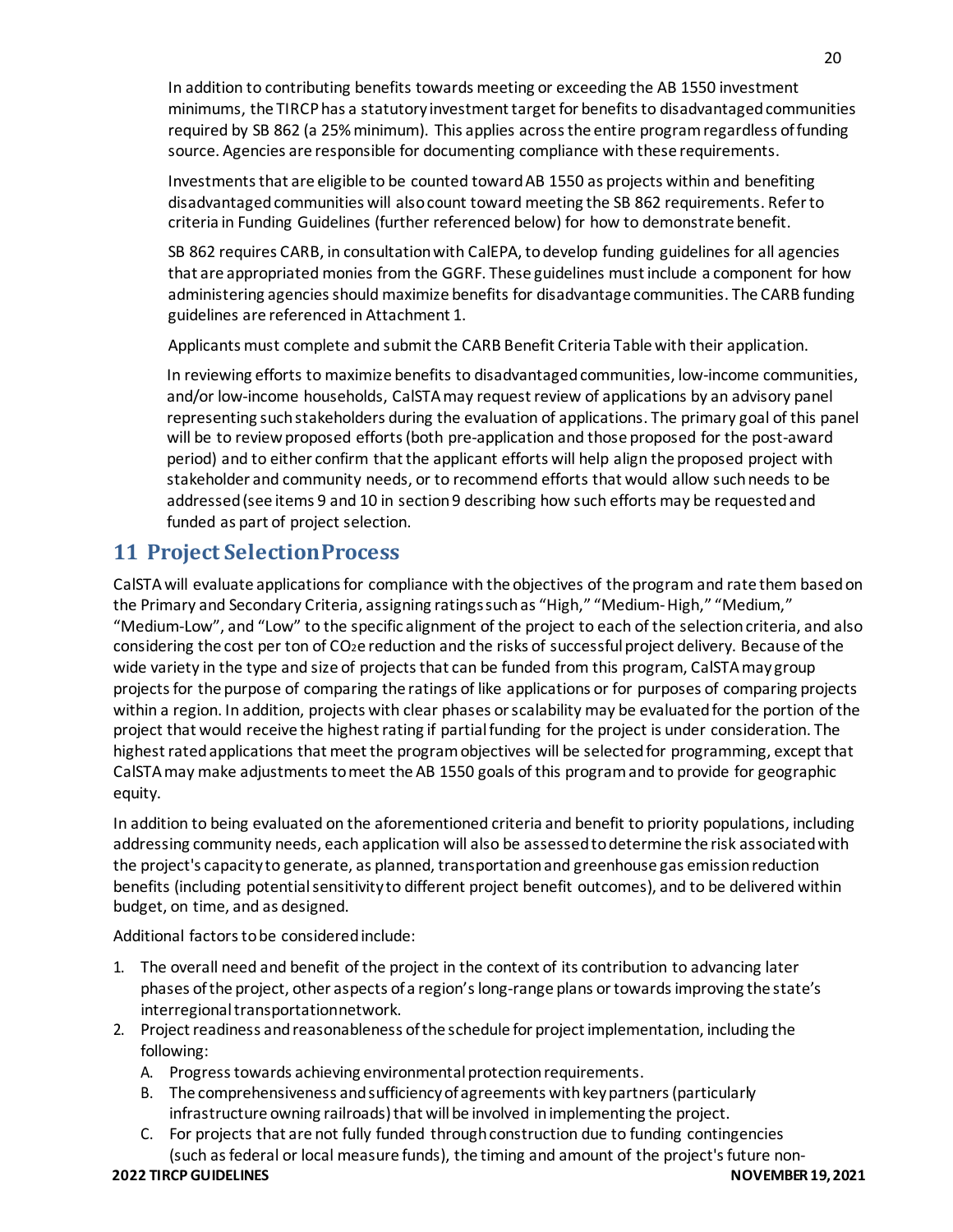In addition to contributing benefits towards meeting or exceeding the AB 1550 investment minimums, the TIRCP has a statutory investment target for benefits to disadvantaged communities required by SB 862 (a 25% minimum). This applies across the entire program regardless of funding source. Agencies are responsible for documenting compliance with these requirements.

Investments that are eligible to be counted toward AB 1550 as projects within and benefiting disadvantaged communities will also count toward meeting the SB 862 requirements. Refer to criteria in Funding Guidelines (further referenced below) for how to demonstrate benefit.

SB 862 requires CARB, in consultation with CalEPA, to develop funding guidelines for all agencies that are appropriated monies from the GGRF. These guidelines must include a component for how administering agencies should maximize benefits for disadvantage communities. The CARB funding guidelines are referenced in Attachment 1.

Applicants must complete and submit the CARB Benefit Criteria Table with their application.

In reviewing efforts to maximize benefits to disadvantaged communities, low-income communities, and/or low-income households, CalSTA may request review of applications by an advisory panel representing such stakeholders during the evaluation of applications. The primary goal of this panel will be to review proposed efforts (both pre-application and those proposed for the post-award period) and to either confirm that the applicant efforts will help align the proposed project with stakeholder and community needs, or to recommend efforts that would allow such needs to be addressed (see items 9 and 10 in section 9 describing how such efforts may be requested and funded as part of project selection.

# 11 Project Selection Process

CalSTA will evaluate applications for compliance with the objectives of the program and rate them based on the Primary and Secondary Criteria, assigning ratings such as "High," "Medium-High," "Medium," "Medium-Low", and "Low" to the specific alignment of the project to each of the selection criteria, and also considering the cost per ton of $CO_2e$ reduction and the risks of successful project delivery. Because of the wide variety in the type and size of projects that can be funded from this program, CalSTA may group projects for the purpose of comparing the ratings of like applications or for purposes of comparing projects within a region. In addition, projects with clear phases or scalability may be evaluated for the portion of the project that would receive the highest rating if partial funding for the project is under consideration. The highest rated applications that meet the program objectives will be selected for programming, except that CalSTA may make adjustments to meet the AB 1550 goals of this program and to provide for geographic equity.

In addition to being evaluated on the aforementioned criteria and benefit to priority populations, including addressing community needs, each application will also be assessed to determine the risk associated with the project's capacity to generate, as planned, transportation and greenhouse gas emission reduction benefits (including potential sensitivity to different project benefit outcomes), and to be delivered within budget, on time, and as designed.

Additional factors to be considered include:

1. The overall need and benefit of the project in the context of its contribution to advancing later phases of the project, other aspects of a region's long-range plans or towards improving the state's interregional transportation network.
2. Project readiness and reasonableness of the schedule for project implementation, including the following:
   A. Progress towards achieving environmental protection requirements.
   B. The comprehensiveness and sufficiency of agreements with key partners (particularly infrastructure owning railroads) that will be involved in implementing the project.
   C. For projects that are not fully funded through construction due to funding contingencies (such as federal or local measure funds), the timing and amount of the project's future non-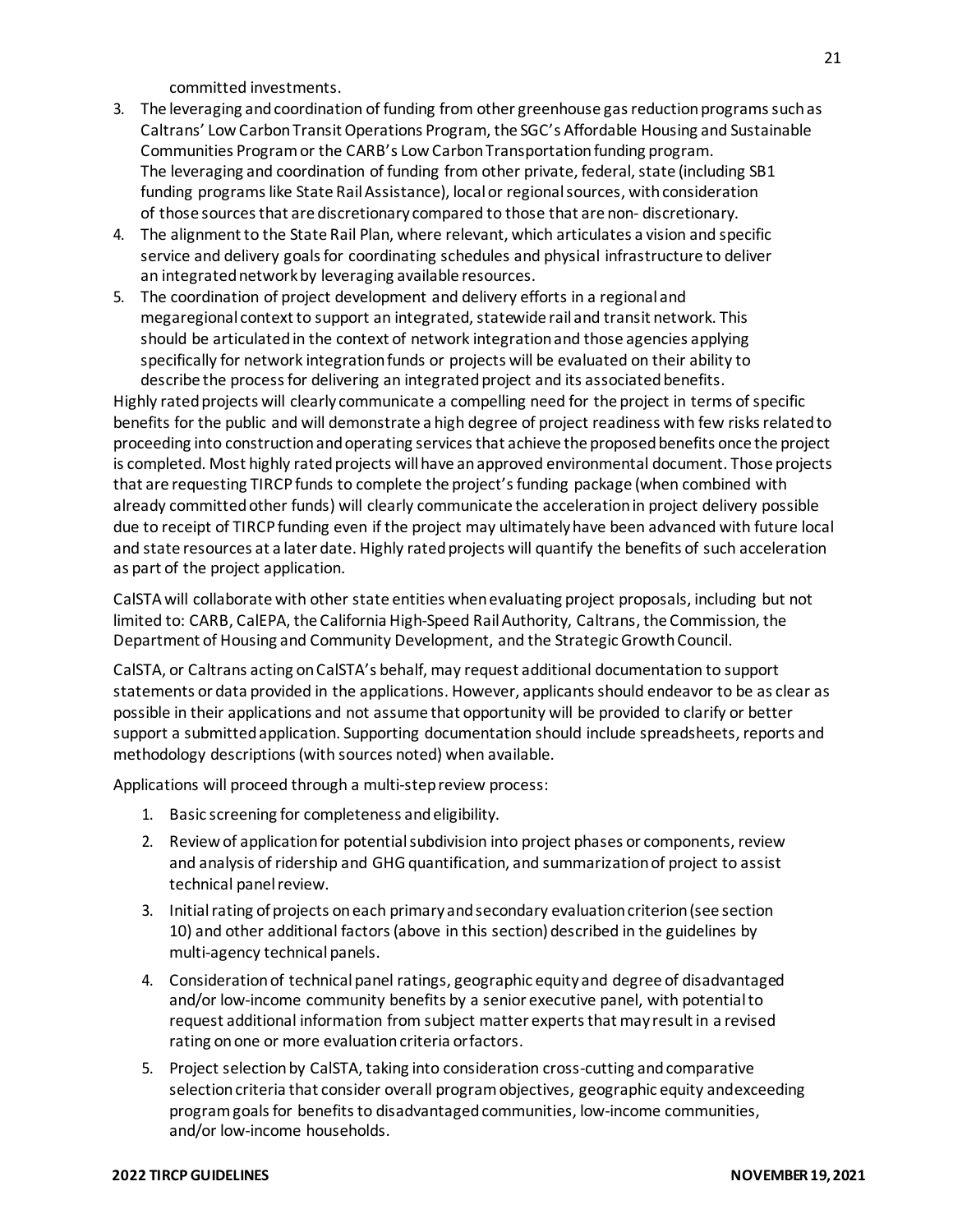committed investments.

3. The leveraging and coordination of funding from other greenhouse gas reduction programs such as Caltrans' Low Carbon Transit Operations Program, the SGC's Affordable Housing and Sustainable Communities Program or the CARB's Low Carbon Transportation funding program. The leveraging and coordination of funding from other private, federal, state (including SB1 funding programs like State Rail Assistance), local or regional sources, with consideration of those sources that are discretionary compared to those that are non- discretionary.
4. The alignment to the State Rail Plan, where relevant, which articulates a vision and specific service and delivery goals for coordinating schedules and physical infrastructure to deliver an integrated network by leveraging available resources.
5. The coordination of project development and delivery efforts in a regional and megaregional context to support an integrated, statewide rail and transit network. This should be articulated in the context of network integration and those agencies applying specifically for network integration funds or projects will be evaluated on their ability to describe the process for delivering an integrated project and its associated benefits.

Highly rated projects will clearly communicate a compelling need for the project in terms of specific benefits for the public and will demonstrate a high degree of project readiness with few risks related to proceeding into construction and operating services that achieve the proposed benefits once the project is completed. Most highly rated projects will have an approved environmental document. Those projects that are requesting TIRCP funds to complete the project's funding package (when combined with already committed other funds) will clearly communicate the acceleration in project delivery possible due to receipt of TIRCP funding even if the project may ultimately have been advanced with future local and state resources at a later date. Highly rated projects will quantify the benefits of such acceleration as part of the project application.

CalSTA will collaborate with other state entities when evaluating project proposals, including but not limited to: CARB, CalEPA, the California High-Speed Rail Authority, Caltrans, the Commission, the Department of Housing and Community Development, and the Strategic Growth Council.

CalSTA, or Caltrans acting on CalSTA's behalf, may request additional documentation to support statements or data provided in the applications. However, applicants should endeavor to be as clear as possible in their applications and not assume that opportunity will be provided to clarify or better support a submitted application. Supporting documentation should include spreadsheets, reports and methodology descriptions (with sources noted) when available.

Applications will proceed through a multi-step review process:

1. Basic screening for completeness and eligibility.
2. Review of application for potential subdivision into project phases or components, review and analysis of ridership and GHG quantification, and summarization of project to assist technical panel review.
3. Initial rating of projects on each primary and secondary evaluation criterion (see section 10) and other additional factors (above in this section) described in the guidelines by multi-agency technical panels.
4. Consideration of technical panel ratings, geographic equity and degree of disadvantaged and/or low-income community benefits by a senior executive panel, with potential to request additional information from subject matter experts that may result in a revised rating on one or more evaluation criteria or factors.
5. Project selection by CalSTA, taking into consideration cross-cutting and comparative selection criteria that consider overall program objectives, geographic equity and exceeding program goals for benefits to disadvantaged communities, low-income communities, and/or low-income households.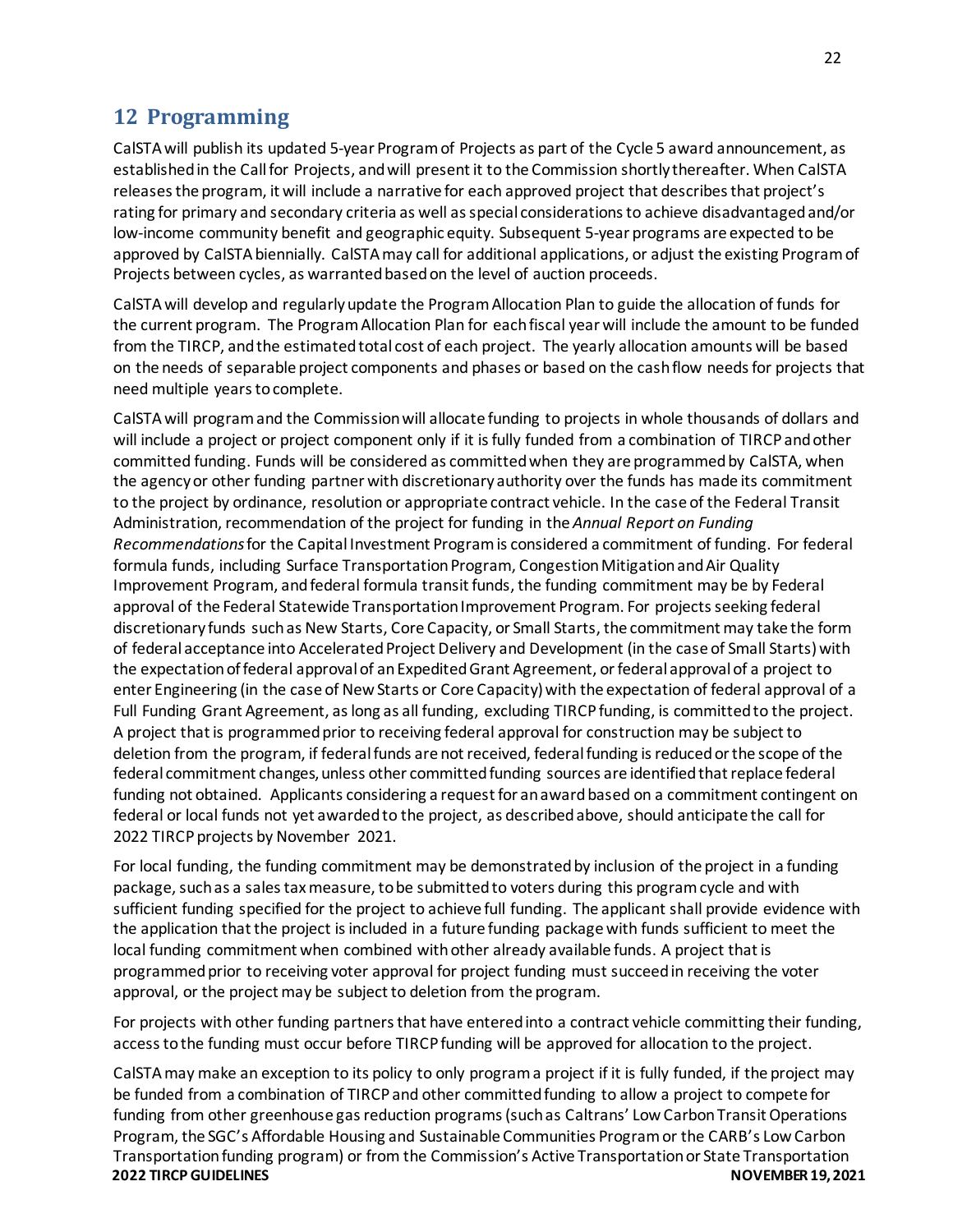## 12 Programming

CalSTA will publish its updated 5-year Program of Projects as part of the Cycle 5 award announcement, as established in the Call for Projects, and will present it to the Commission shortly thereafter. When CalSTA releases the program, it will include a narrative for each approved project that describes that project's rating for primary and secondary criteria as well as special considerations to achieve disadvantaged and/or low-income community benefit and geographic equity. Subsequent 5-year programs are expected to be approved by CalSTA biennially. CalSTA may call for additional applications, or adjust the existing Program of Projects between cycles, as warranted based on the level of auction proceeds.

CalSTA will develop and regularly update the Program Allocation Plan to guide the allocation of funds for the current program. The Program Allocation Plan for each fiscal year will include the amount to be funded from the TIRCP, and the estimated total cost of each project. The yearly allocation amounts will be based on the needs of separable project components and phases or based on the cash flow needs for projects that need multiple years to complete.

CalSTA will program and the Commission will allocate funding to projects in whole thousands of dollars and will include a project or project component only if it is fully funded from a combination of TIRCP and other committed funding. Funds will be considered as committed when they are programmed by CalSTA, when the agency or other funding partner with discretionary authority over the funds has made its commitment to the project by ordinance, resolution or appropriate contract vehicle. In the case of the Federal Transit Administration, recommendation of the project for funding in the *Annual Report on Funding Recommendations* for the Capital Investment Program is considered a commitment of funding. For federal formula funds, including Surface Transportation Program, Congestion Mitigation and Air Quality Improvement Program, and federal formula transit funds, the funding commitment may be by Federal approval of the Federal Statewide Transportation Improvement Program. For projects seeking federal discretionary funds such as New Starts, Core Capacity, or Small Starts, the commitment may take the form of federal acceptance into Accelerated Project Delivery and Development (in the case of Small Starts) with the expectation of federal approval of an Expedited Grant Agreement, or federal approval of a project to enter Engineering (in the case of New Starts or Core Capacity) with the expectation of federal approval of a Full Funding Grant Agreement, as long as all funding, excluding TIRCP funding, is committed to the project. A project that is programmed prior to receiving federal approval for construction may be subject to deletion from the program, if federal funds are not received, federal funding is reduced or the scope of the federal commitment changes, unless other committed funding sources are identified that replace federal funding not obtained. Applicants considering a request for an award based on a commitment contingent on federal or local funds not yet awarded to the project, as described above, should anticipate the call for 2022 TIRCP projects by November 2021.

For local funding, the funding commitment may be demonstrated by inclusion of the project in a funding package, such as a sales tax measure, to be submitted to voters during this program cycle and with sufficient funding specified for the project to achieve full funding. The applicant shall provide evidence with the application that the project is included in a future funding package with funds sufficient to meet the local funding commitment when combined with other already available funds. A project that is programmed prior to receiving voter approval for project funding must succeed in receiving the voter approval, or the project may be subject to deletion from the program.

For projects with other funding partners that have entered into a contract vehicle committing their funding, access to the funding must occur before TIRCP funding will be approved for allocation to the project.

CalSTA may make an exception to its policy to only program a project if it is fully funded, if the project may be funded from a combination of TIRCP and other committed funding to allow a project to compete for funding from other greenhouse gas reduction programs (such as Caltrans' Low Carbon Transit Operations Program, the SGC's Affordable Housing and Sustainable Communities Program or the CARB's Low Carbon Transportation funding program) or from the Commission's Active Transportation or State Transportation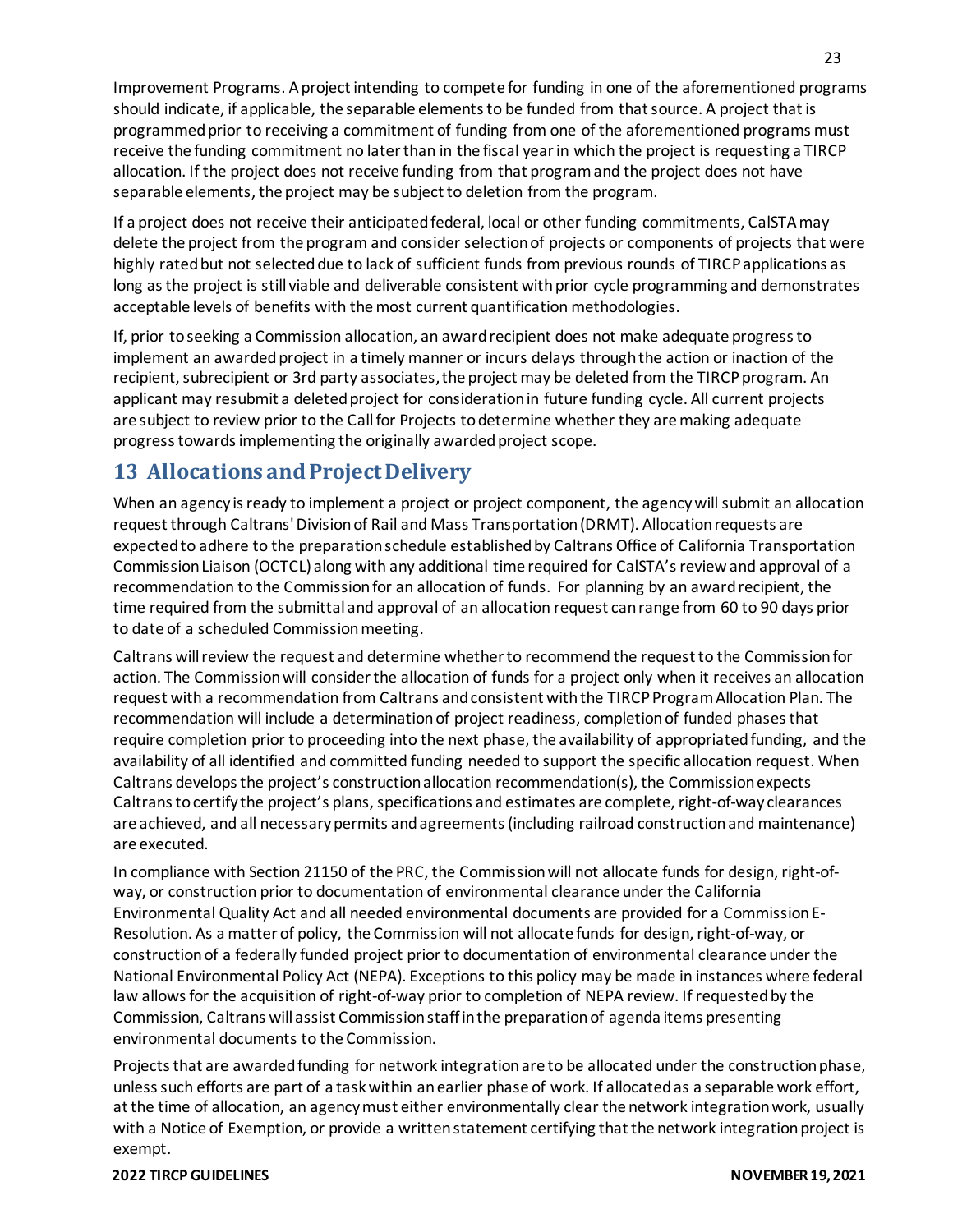Improvement Programs. A project intending to compete for funding in one of the aforementioned programs should indicate, if applicable, the separable elements to be funded from that source. A project that is programmed prior to receiving a commitment of funding from one of the aforementioned programs must receive the funding commitment no later than in the fiscal year in which the project is requesting a TIRCP allocation. If the project does not receive funding from that program and the project does not have separable elements, the project may be subject to deletion from the program.

If a project does not receive their anticipated federal, local or other funding commitments, CalSTA may delete the project from the program and consider selection of projects or components of projects that were highly rated but not selected due to lack of sufficient funds from previous rounds of TIRCP applications as long as the project is still viable and deliverable consistent with prior cycle programming and demonstrates acceptable levels of benefits with the most current quantification methodologies.

If, prior to seeking a Commission allocation, an award recipient does not make adequate progress to implement an awarded project in a timely manner or incurs delays through the action or inaction of the recipient, subrecipient or 3rd party associates, the project may be deleted from the TIRCP program. An applicant may resubmit a deleted project for consideration in future funding cycle. All current projects are subject to review prior to the Call for Projects to determine whether they are making adequate progress towards implementing the originally awarded project scope.

## 13 Allocations and Project Delivery

When an agency is ready to implement a project or project component, the agency will submit an allocation request through Caltrans' Division of Rail and Mass Transportation (DRMT). Allocation requests are expected to adhere to the preparation schedule established by Caltrans Office of California Transportation Commission Liaison (OCTCL) along with any additional time required for CalSTA's review and approval of a recommendation to the Commission for an allocation of funds. For planning by an award recipient, the time required from the submittal and approval of an allocation request can range from 60 to 90 days prior to date of a scheduled Commission meeting.

Caltrans will review the request and determine whether to recommend the request to the Commission for action. The Commission will consider the allocation of funds for a project only when it receives an allocation request with a recommendation from Caltrans and consistent with the TIRCP Program Allocation Plan. The recommendation will include a determination of project readiness, completion of funded phases that require completion prior to proceeding into the next phase, the availability of appropriated funding, and the availability of all identified and committed funding needed to support the specific allocation request. When Caltrans develops the project's construction allocation recommendation(s), the Commission expects Caltrans to certify the project's plans, specifications and estimates are complete, right-of-way clearances are achieved, and all necessary permits and agreements (including railroad construction and maintenance) are executed.

In compliance with Section 21150 of the PRC, the Commission will not allocate funds for design, right-of-way, or construction prior to documentation of environmental clearance under the California Environmental Quality Act and all needed environmental documents are provided for a Commission E-Resolution. As a matter of policy, the Commission will not allocate funds for design, right-of-way, or construction of a federally funded project prior to documentation of environmental clearance under the National Environmental Policy Act (NEPA). Exceptions to this policy may be made in instances where federal law allows for the acquisition of right-of-way prior to completion of NEPA review. If requested by the Commission, Caltrans will assist Commission staff in the preparation of agenda items presenting environmental documents to the Commission.

Projects that are awarded funding for network integration are to be allocated under the construction phase, unless such efforts are part of a task within an earlier phase of work. If allocated as a separable work effort, at the time of allocation, an agency must either environmentally clear the network integration work, usually with a Notice of Exemption, or provide a written statement certifying that the network integration project is exempt.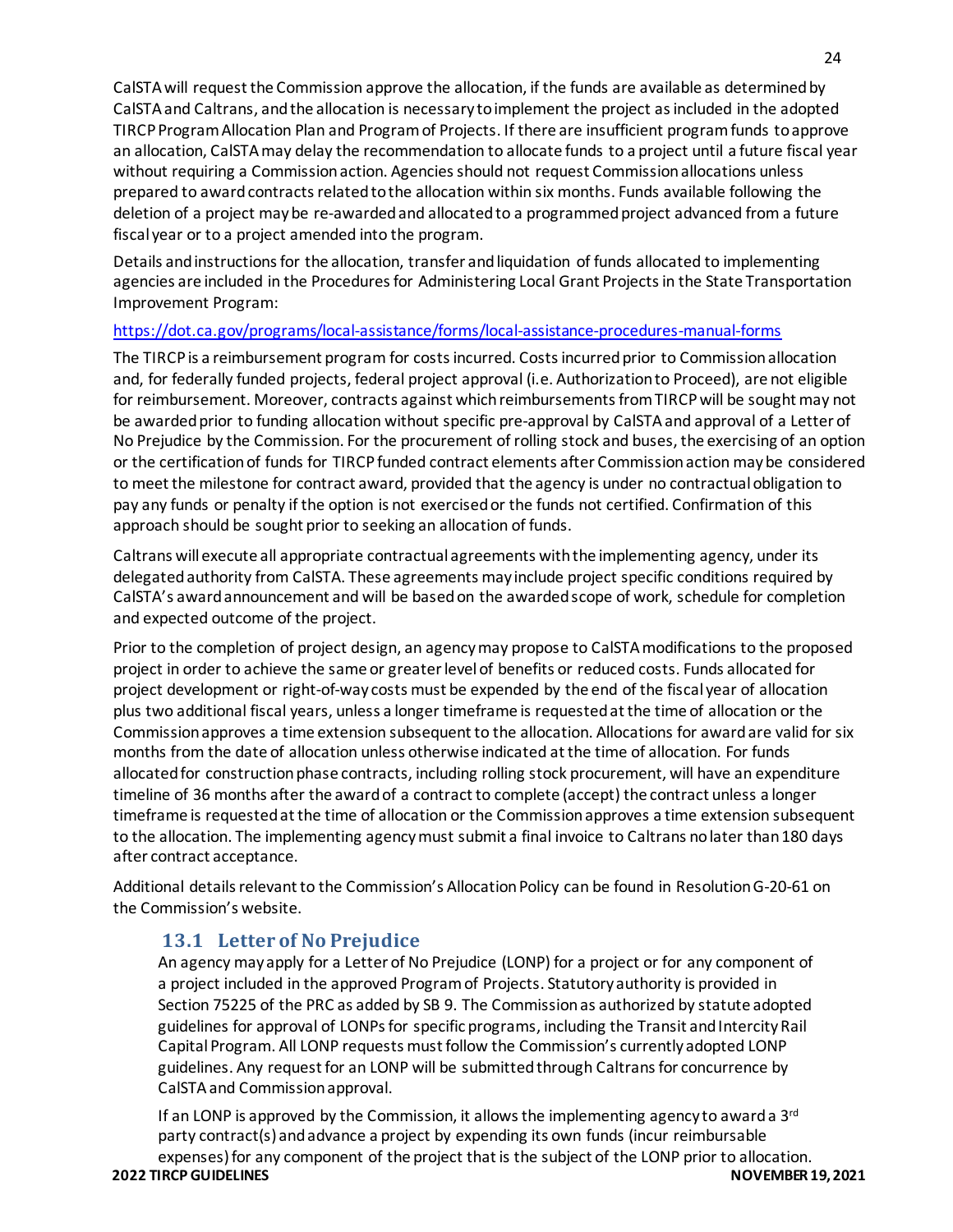CalSTA will request the Commission approve the allocation, if the funds are available as determined by CalSTA and Caltrans, and the allocation is necessary to implement the project as included in the adopted TIRCP Program Allocation Plan and Program of Projects. If there are insufficient program funds to approve an allocation, CalSTA may delay the recommendation to allocate funds to a project until a future fiscal year without requiring a Commission action. Agencies should not request Commission allocations unless prepared to award contracts related to the allocation within six months. Funds available following the deletion of a project may be re-awarded and allocated to a programmed project advanced from a future fiscal year or to a project amended into the program.

Details and instructions for the allocation, transfer and liquidation of funds allocated to implementing agencies are included in the Procedures for Administering Local Grant Projects in the State Transportation Improvement Program:

https://dot.ca.gov/programs/local-assistance/forms/local-assistance-procedures-manual-forms

The TIRCP is a reimbursement program for costs incurred. Costs incurred prior to Commission allocation and, for federally funded projects, federal project approval (i.e. Authorization to Proceed), are not eligible for reimbursement. Moreover, contracts against which reimbursements from TIRCP will be sought may not be awarded prior to funding allocation without specific pre-approval by CalSTA and approval of a Letter of No Prejudice by the Commission. For the procurement of rolling stock and buses, the exercising of an option or the certification of funds for TIRCP funded contract elements after Commission action may be considered to meet the milestone for contract award, provided that the agency is under no contractual obligation to pay any funds or penalty if the option is not exercised or the funds not certified. Confirmation of this approach should be sought prior to seeking an allocation of funds.

Caltrans will execute all appropriate contractual agreements with the implementing agency, under its delegated authority from CalSTA. These agreements may include project specific conditions required by CalSTA's award announcement and will be based on the awarded scope of work, schedule for completion and expected outcome of the project.

Prior to the completion of project design, an agency may propose to CalSTA modifications to the proposed project in order to achieve the same or greater level of benefits or reduced costs. Funds allocated for project development or right-of-way costs must be expended by the end of the fiscal year of allocation plus two additional fiscal years, unless a longer timeframe is requested at the time of allocation or the Commission approves a time extension subsequent to the allocation. Allocations for award are valid for six months from the date of allocation unless otherwise indicated at the time of allocation. For funds allocated for construction phase contracts, including rolling stock procurement, will have an expenditure timeline of 36 months after the award of a contract to complete (accept) the contract unless a longer timeframe is requested at the time of allocation or the Commission approves a time extension subsequent to the allocation. The implementing agency must submit a final invoice to Caltrans no later than 180 days after contract acceptance.

Additional details relevant to the Commission's Allocation Policy can be found in Resolution G-20-61 on the Commission's website.

## 13.1 Letter of No Prejudice

An agency may apply for a Letter of No Prejudice (LONP) for a project or for any component of a project included in the approved Program of Projects. Statutory authority is provided in Section 75225 of the PRC as added by SB 9. The Commission as authorized by statute adopted guidelines for approval of LONPs for specific programs, including the Transit and Intercity Rail Capital Program. All LONP requests must follow the Commission's currently adopted LONP guidelines. Any request for an LONP will be submitted through Caltrans for concurrence by CalSTA and Commission approval.

If an LONP is approved by the Commission, it allows the implementing agency to award a 3rd party contract(s) and advance a project by expending its own funds (incur reimbursable expenses) for any component of the project that is the subject of the LONP prior to allocation.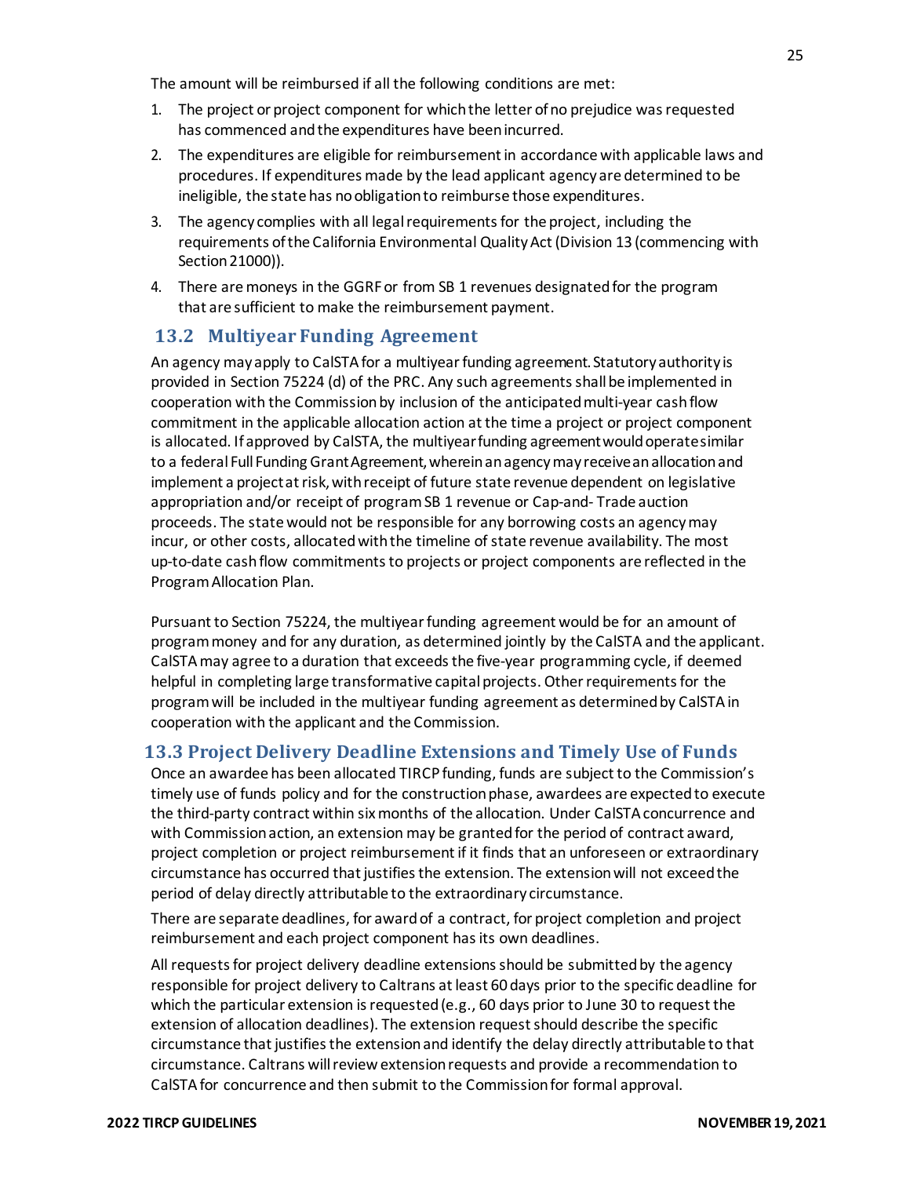The amount will be reimbursed if all the following conditions are met:

1. The project or project component for which the letter of no prejudice was requested has commenced and the expenditures have been incurred.
2. The expenditures are eligible for reimbursement in accordance with applicable laws and procedures. If expenditures made by the lead applicant agency are determined to be ineligible, the state has no obligation to reimburse those expenditures.
3. The agency complies with all legal requirements for the project, including the requirements of the California Environmental Quality Act (Division 13 (commencing with Section 21000)).
4. There are moneys in the GGRF or from SB 1 revenues designated for the program that are sufficient to make the reimbursement payment.

## 13.2 Multiyear Funding Agreement

An agency may apply to CalSTA for a multiyear funding agreement. Statutory authority is provided in Section 75224 (d) of the PRC. Any such agreements shall be implemented in cooperation with the Commission by inclusion of the anticipated multi-year cash flow commitment in the applicable allocation action at the time a project or project component is allocated. If approved by CalSTA, the multiyear funding agreement would operate similar to a federal Full Funding Grant Agreement, wherein an agency may receive an allocation and implement a project at risk, with receipt of future state revenue dependent on legislative appropriation and/or receipt of program SB 1 revenue or Cap-and- Trade auction proceeds. The state would not be responsible for any borrowing costs an agency may incur, or other costs, allocated with the timeline of state revenue availability. The most up-to-date cash flow commitments to projects or project components are reflected in the Program Allocation Plan.

Pursuant to Section 75224, the multiyear funding agreement would be for an amount of program money and for any duration, as determined jointly by the CalSTA and the applicant. CalSTA may agree to a duration that exceeds the five-year programming cycle, if deemed helpful in completing large transformative capital projects. Other requirements for the program will be included in the multiyear funding agreement as determined by CalSTA in cooperation with the applicant and the Commission.

## 13.3 Project Delivery Deadline Extensions and Timely Use of Funds

Once an awardee has been allocated TIRCP funding, funds are subject to the Commission's timely use of funds policy and for the construction phase, awardees are expected to execute the third-party contract within six months of the allocation. Under CalSTA concurrence and with Commission action, an extension may be granted for the period of contract award, project completion or project reimbursement if it finds that an unforeseen or extraordinary circumstance has occurred that justifies the extension. The extension will not exceed the period of delay directly attributable to the extraordinary circumstance.

There are separate deadlines, for award of a contract, for project completion and project reimbursement and each project component has its own deadlines.

All requests for project delivery deadline extensions should be submitted by the agency responsible for project delivery to Caltrans at least 60 days prior to the specific deadline for which the particular extension is requested (e.g., 60 days prior to June 30 to request the extension of allocation deadlines). The extension request should describe the specific circumstance that justifies the extension and identify the delay directly attributable to that circumstance. Caltrans will review extension requests and provide a recommendation to CalSTA for concurrence and then submit to the Commission for formal approval.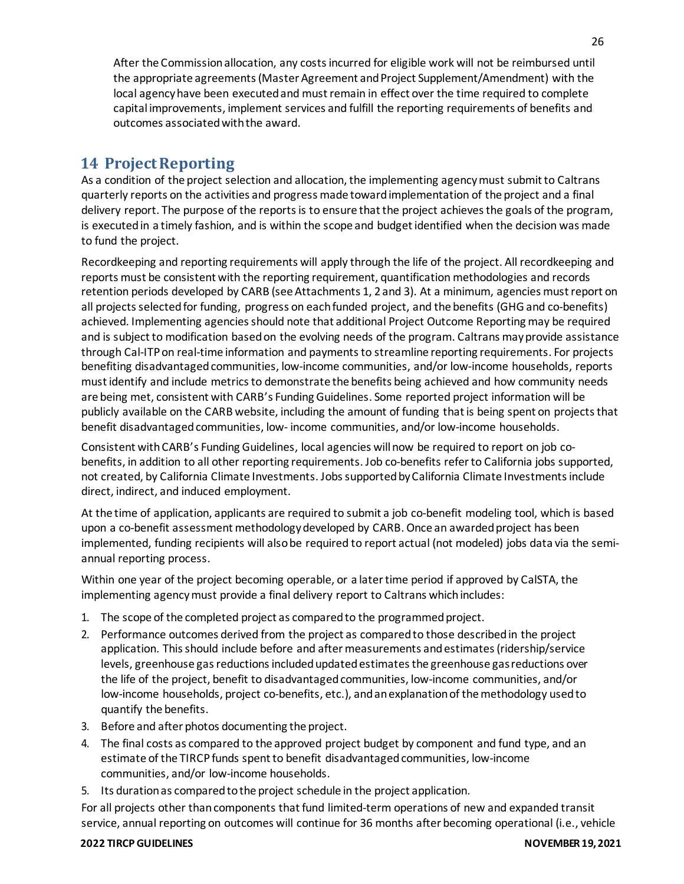After the Commission allocation, any costs incurred for eligible work will not be reimbursed until the appropriate agreements (Master Agreement and Project Supplement/Amendment) with the local agency have been executed and must remain in effect over the time required to complete capital improvements, implement services and fulfill the reporting requirements of benefits and outcomes associated with the award.

## 14 Project Reporting

As a condition of the project selection and allocation, the implementing agency must submit to Caltrans quarterly reports on the activities and progress made toward implementation of the project and a final delivery report. The purpose of the reports is to ensure that the project achieves the goals of the program, is executed in a timely fashion, and is within the scope and budget identified when the decision was made to fund the project.

Recordkeeping and reporting requirements will apply through the life of the project. All recordkeeping and reports must be consistent with the reporting requirement, quantification methodologies and records retention periods developed by CARB (see Attachments 1, 2 and 3). At a minimum, agencies must report on all projects selected for funding, progress on each funded project, and the benefits (GHG and co-benefits) achieved. Implementing agencies should note that additional Project Outcome Reporting may be required and is subject to modification based on the evolving needs of the program. Caltrans may provide assistance through Cal-ITP on real-time information and payments to streamline reporting requirements. For projects benefiting disadvantaged communities, low-income communities, and/or low-income households, reports must identify and include metrics to demonstrate the benefits being achieved and how community needs are being met, consistent with CARB's Funding Guidelines. Some reported project information will be publicly available on the CARB website, including the amount of funding that is being spent on projects that benefit disadvantaged communities, low- income communities, and/or low-income households.

Consistent with CARB's Funding Guidelines, local agencies will now be required to report on job co-benefits, in addition to all other reporting requirements. Job co-benefits refer to California jobs supported, not created, by California Climate Investments. Jobs supported by California Climate Investments include direct, indirect, and induced employment.

At the time of application, applicants are required to submit a job co-benefit modeling tool, which is based upon a co-benefit assessment methodology developed by CARB. Once an awarded project has been implemented, funding recipients will also be required to report actual (not modeled) jobs data via the semi-annual reporting process.

Within one year of the project becoming operable, or a later time period if approved by CalSTA, the implementing agency must provide a final delivery report to Caltrans which includes:

1. The scope of the completed project as compared to the programmed project.
2. Performance outcomes derived from the project as compared to those described in the project application. This should include before and after measurements and estimates (ridership/service levels, greenhouse gas reductions included updated estimates the greenhouse gas reductions over the life of the project, benefit to disadvantaged communities, low-income communities, and/or low-income households, project co-benefits, etc.), and an explanation of the methodology used to quantify the benefits.
3. Before and after photos documenting the project.
4. The final costs as compared to the approved project budget by component and fund type, and an estimate of the TIRCP funds spent to benefit disadvantaged communities, low-income communities, and/or low-income households.
5. Its duration as compared to the project schedule in the project application.

For all projects other than components that fund limited-term operations of new and expanded transit service, annual reporting on outcomes will continue for 36 months after becoming operational (i.e., vehicle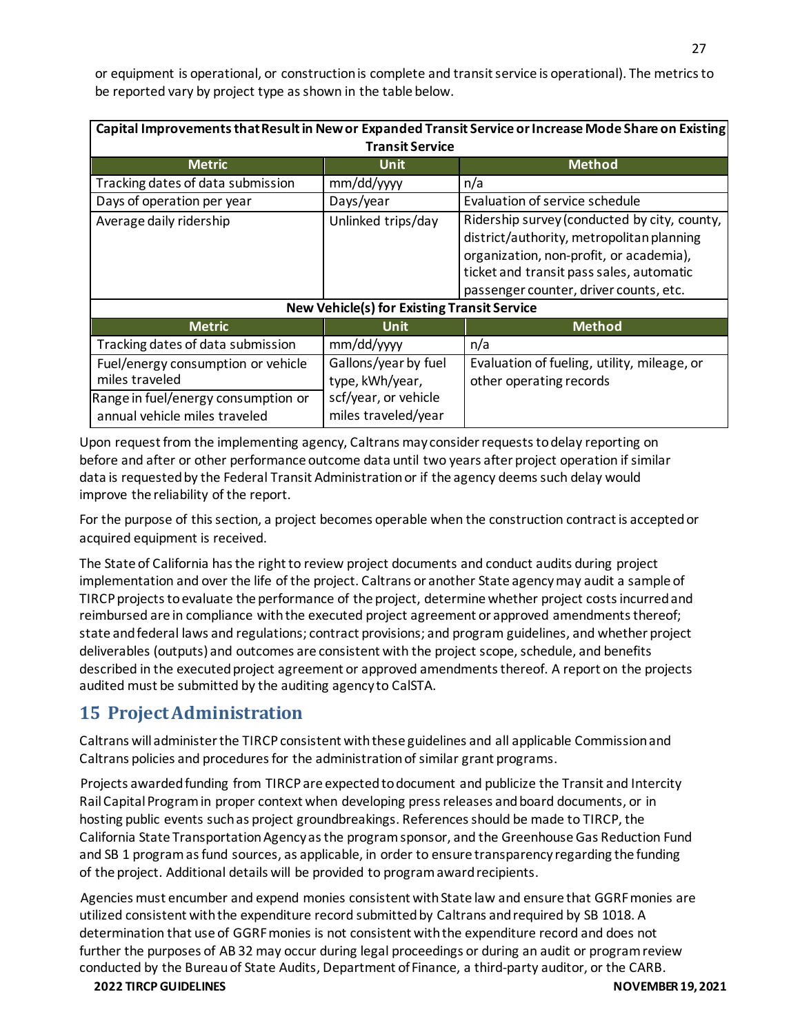or equipment is operational, or construction is complete and transit service is operational). The metrics to be reported vary by project type as shown in the table below.

| **Capital Improvements that Result in New or Expanded Transit Service or Increase Mode Share on Existing Transit Service** | | |
|---|---|---|
| **Metric** | **Unit** | **Method** |
| Tracking dates of data submission | mm/dd/yyyy | n/a |
| Days of operation per year | Days/year | Evaluation of service schedule |
| Average daily ridership | Unlinked trips/day | Ridership survey (conducted by city, county, district/authority, metropolitan planning organization, non-profit, or academia), ticket and transit pass sales, automatic passenger counter, driver counts, etc. |
| **New Vehicle(s) for Existing Transit Service** | | |
| **Metric** | **Unit** | **Method** |
| Tracking dates of data submission | mm/dd/yyyy | n/a |
| Fuel/energy consumption or vehicle miles traveled | Gallons/year by fuel type, kWh/year, scf/year, or vehicle miles traveled/year | Evaluation of fueling, utility, mileage, or other operating records |
| Range in fuel/energy consumption or annual vehicle miles traveled | | |

Upon request from the implementing agency, Caltrans may consider requests to delay reporting on before and after or other performance outcome data until two years after project operation if similar data is requested by the Federal Transit Administration or if the agency deems such delay would improve the reliability of the report.

For the purpose of this section, a project becomes operable when the construction contract is accepted or acquired equipment is received.

The State of California has the right to review project documents and conduct audits during project implementation and over the life of the project. Caltrans or another State agency may audit a sample of TIRCP projects to evaluate the performance of the project, determine whether project costs incurred and reimbursed are in compliance with the executed project agreement or approved amendments thereof; state and federal laws and regulations; contract provisions; and program guidelines, and whether project deliverables (outputs) and outcomes are consistent with the project scope, schedule, and benefits described in the executed project agreement or approved amendments thereof. A report on the projects audited must be submitted by the auditing agency to CalSTA.

## 15 Project Administration

Caltrans will administer the TIRCP consistent with these guidelines and all applicable Commission and Caltrans policies and procedures for the administration of similar grant programs.

Projects awarded funding from TIRCP are expected to document and publicize the Transit and Intercity Rail Capital Program in proper context when developing press releases and board documents, or in hosting public events such as project groundbreakings. References should be made to TIRCP, the California State Transportation Agency as the program sponsor, and the Greenhouse Gas Reduction Fund and SB 1 program as fund sources, as applicable, in order to ensure transparency regarding the funding of the project. Additional details will be provided to program award recipients.

Agencies must encumber and expend monies consistent with State law and ensure that GGRF monies are utilized consistent with the expenditure record submitted by Caltrans and required by SB 1018. A determination that use of GGRF monies is not consistent with the expenditure record and does not further the purposes of AB 32 may occur during legal proceedings or during an audit or program review conducted by the Bureau of State Audits, Department of Finance, a third-party auditor, or the CARB.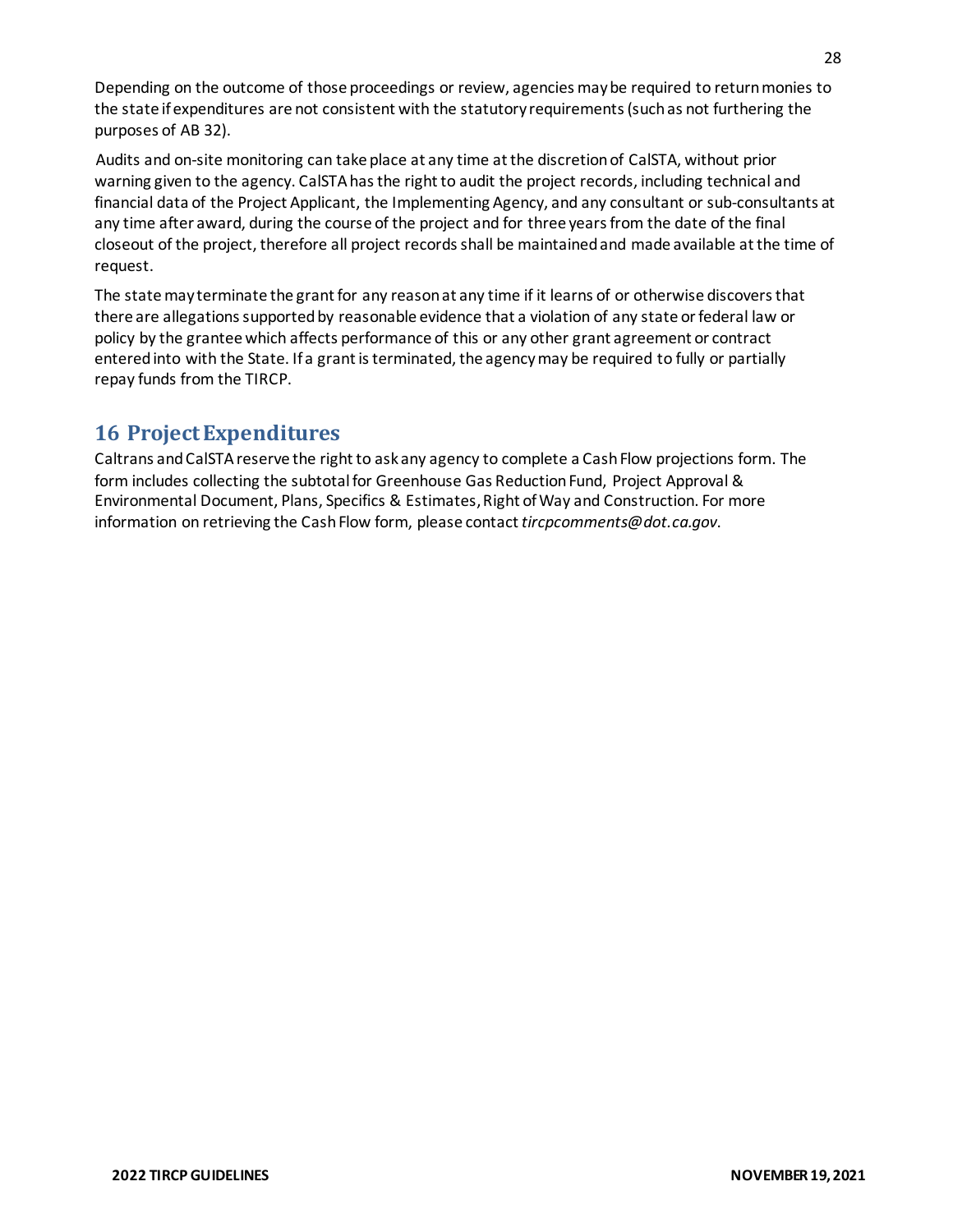Depending on the outcome of those proceedings or review, agencies may be required to return monies to the state if expenditures are not consistent with the statutory requirements (such as not furthering the purposes of AB 32).

Audits and on-site monitoring can take place at any time at the discretion of CalSTA, without prior warning given to the agency. CalSTA has the right to audit the project records, including technical and financial data of the Project Applicant, the Implementing Agency, and any consultant or sub-consultants at any time after award, during the course of the project and for three years from the date of the final closeout of the project, therefore all project records shall be maintained and made available at the time of request.

The state may terminate the grant for any reason at any time if it learns of or otherwise discovers that there are allegations supported by reasonable evidence that a violation of any state or federal law or policy by the grantee which affects performance of this or any other grant agreement or contract entered into with the State. If a grant is terminated, the agency may be required to fully or partially repay funds from the TIRCP.

## 16 Project Expenditures

Caltrans and CalSTA reserve the right to ask any agency to complete a Cash Flow projections form. The form includes collecting the subtotal for Greenhouse Gas Reduction Fund, Project Approval & Environmental Document, Plans, Specifics & Estimates, Right of Way and Construction. For more information on retrieving the Cash Flow form, please contact *tircpcomments@dot.ca.gov*.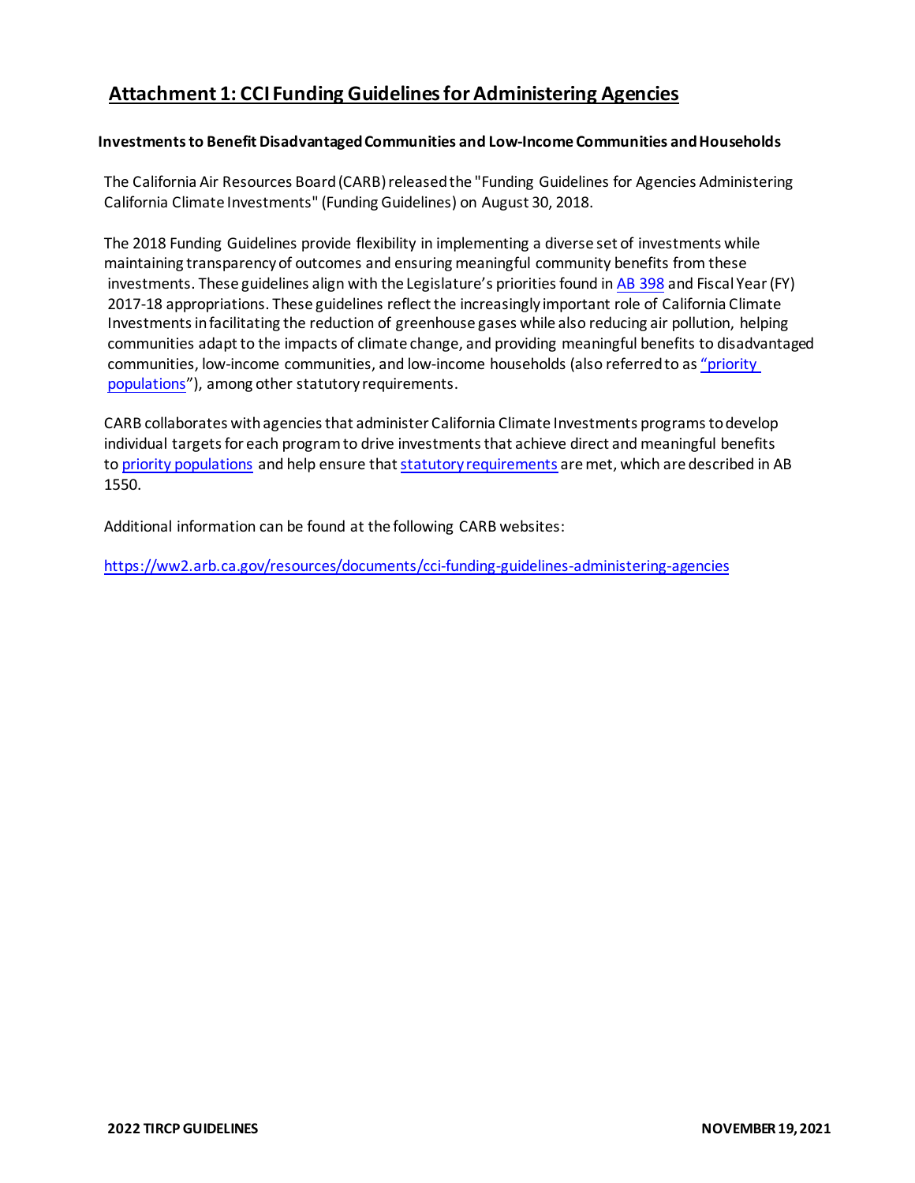# Attachment 1: CCI Funding Guidelines for Administering Agencies

### Investments to Benefit Disadvantaged Communities and Low-Income Communities and Households

The California Air Resources Board (CARB) released the "Funding Guidelines for Agencies Administering California Climate Investments" (Funding Guidelines) on August 30, 2018.

The 2018 Funding Guidelines provide flexibility in implementing a diverse set of investments while maintaining transparency of outcomes and ensuring meaningful community benefits from these investments. These guidelines align with the Legislature's priorities found in AB 398 and Fiscal Year (FY) 2017-18 appropriations. These guidelines reflect the increasingly important role of California Climate Investments in facilitating the reduction of greenhouse gases while also reducing air pollution, helping communities adapt to the impacts of climate change, and providing meaningful benefits to disadvantaged communities, low-income communities, and low-income households (also referred to as "priority populations"), among other statutory requirements.

CARB collaborates with agencies that administer California Climate Investments programs to develop individual targets for each program to drive investments that achieve direct and meaningful benefits to priority populations and help ensure that statutory requirements are met, which are described in AB 1550.

Additional information can be found at the following CARB websites:

https://ww2.arb.ca.gov/resources/documents/cci-funding-guidelines-administering-agencies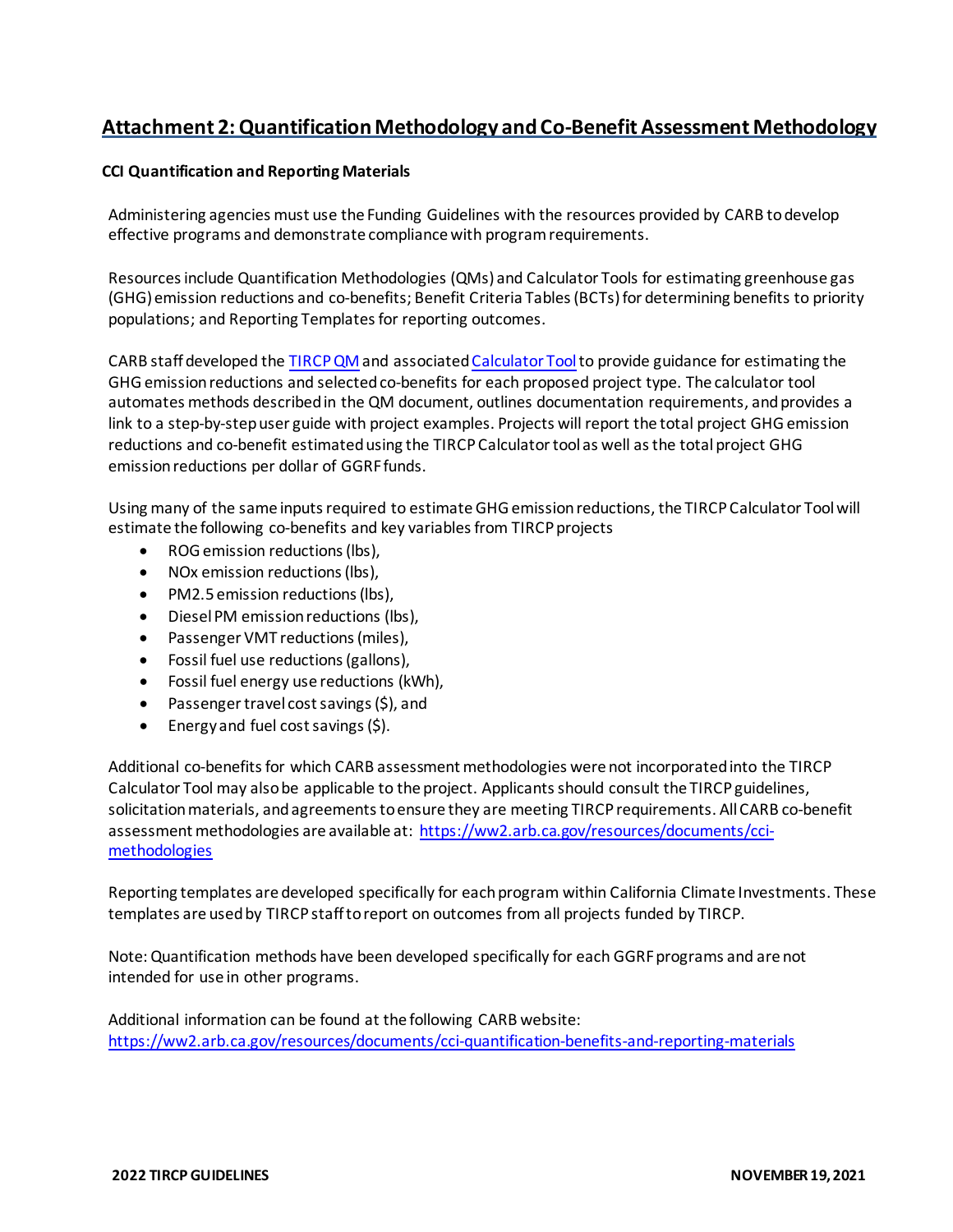# Attachment 2: Quantification Methodology and Co-Benefit Assessment Methodology

### CCI Quantification and Reporting Materials

Administering agencies must use the Funding Guidelines with the resources provided by CARB to develop effective programs and demonstrate compliance with program requirements.

Resources include Quantification Methodologies (QMs) and Calculator Tools for estimating greenhouse gas (GHG) emission reductions and co-benefits; Benefit Criteria Tables (BCTs) for determining benefits to priority populations; and Reporting Templates for reporting outcomes.

CARB staff developed the TIRCP QM and associated Calculator Tool to provide guidance for estimating the GHG emission reductions and selected co-benefits for each proposed project type. The calculator tool automates methods described in the QM document, outlines documentation requirements, and provides a link to a step-by-step user guide with project examples. Projects will report the total project GHG emission reductions and co-benefit estimated using the TIRCP Calculator tool as well as the total project GHG emission reductions per dollar of GGRF funds.

Using many of the same inputs required to estimate GHG emission reductions, the TIRCP Calculator Tool will estimate the following co-benefits and key variables from TIRCP projects

- ROG emission reductions (lbs),
- NOx emission reductions (lbs),
- PM2.5 emission reductions (lbs),
- Diesel PM emission reductions (lbs),
- Passenger VMT reductions (miles),
- Fossil fuel use reductions (gallons),
- Fossil fuel energy use reductions (kWh),
- Passenger travel cost savings ($), and
- Energy and fuel cost savings ($).

Additional co-benefits for which CARB assessment methodologies were not incorporated into the TIRCP Calculator Tool may also be applicable to the project. Applicants should consult the TIRCP guidelines, solicitation materials, and agreements to ensure they are meeting TIRCP requirements. All CARB co-benefit assessment methodologies are available at: https://ww2.arb.ca.gov/resources/documents/cci-methodologies

Reporting templates are developed specifically for each program within California Climate Investments. These templates are used by TIRCP staff to report on outcomes from all projects funded by TIRCP.

Note: Quantification methods have been developed specifically for each GGRF programs and are not intended for use in other programs.

Additional information can be found at the following CARB website:
https://ww2.arb.ca.gov/resources/documents/cci-quantification-benefits-and-reporting-materials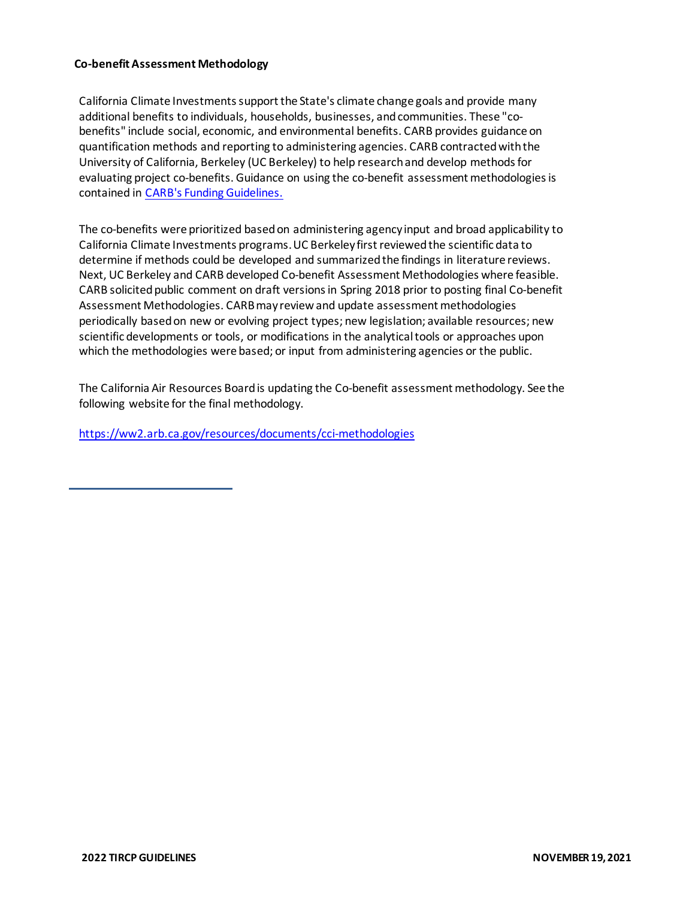**Co-benefit Assessment Methodology**

California Climate Investments support the State's climate change goals and provide many additional benefits to individuals, households, businesses, and communities. These "co-benefits" include social, economic, and environmental benefits. CARB provides guidance on quantification methods and reporting to administering agencies. CARB contracted with the University of California, Berkeley (UC Berkeley) to help research and develop methods for evaluating project co-benefits. Guidance on using the co-benefit assessment methodologies is contained in [CARB's Funding Guidelines.](CARB's Funding Guidelines.)

The co-benefits were prioritized based on administering agency input and broad applicability to California Climate Investments programs. UC Berkeley first reviewed the scientific data to determine if methods could be developed and summarized the findings in literature reviews. Next, UC Berkeley and CARB developed Co-benefit Assessment Methodologies where feasible. CARB solicited public comment on draft versions in Spring 2018 prior to posting final Co-benefit Assessment Methodologies. CARB may review and update assessment methodologies periodically based on new or evolving project types; new legislation; available resources; new scientific developments or tools, or modifications in the analytical tools or approaches upon which the methodologies were based; or input from administering agencies or the public.

The California Air Resources Board is updating the Co-benefit assessment methodology. See the following website for the final methodology.

https://ww2.arb.ca.gov/resources/documents/cci-methodologies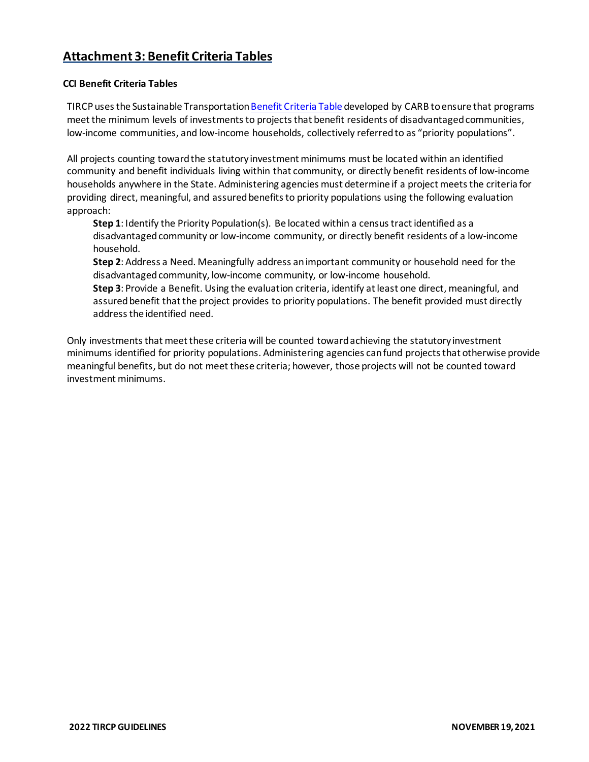## Attachment 3: Benefit Criteria Tables

### CCI Benefit Criteria Tables

TIRCP uses the Sustainable Transportation Benefit Criteria Table developed by CARB to ensure that programs meet the minimum levels of investments to projects that benefit residents of disadvantaged communities, low-income communities, and low-income households, collectively referred to as "priority populations".

All projects counting toward the statutory investment minimums must be located within an identified community and benefit individuals living within that community, or directly benefit residents of low-income households anywhere in the State. Administering agencies must determine if a project meets the criteria for providing direct, meaningful, and assured benefits to priority populations using the following evaluation approach:

**Step 1**: Identify the Priority Population(s). Be located within a census tract identified as a disadvantaged community or low-income community, or directly benefit residents of a low-income household.

**Step 2**: Address a Need. Meaningfully address an important community or household need for the disadvantaged community, low-income community, or low-income household.

**Step 3**: Provide a Benefit. Using the evaluation criteria, identify at least one direct, meaningful, and assured benefit that the project provides to priority populations. The benefit provided must directly address the identified need.

Only investments that meet these criteria will be counted toward achieving the statutory investment minimums identified for priority populations. Administering agencies can fund projects that otherwise provide meaningful benefits, but do not meet these criteria; however, those projects will not be counted toward investment minimums.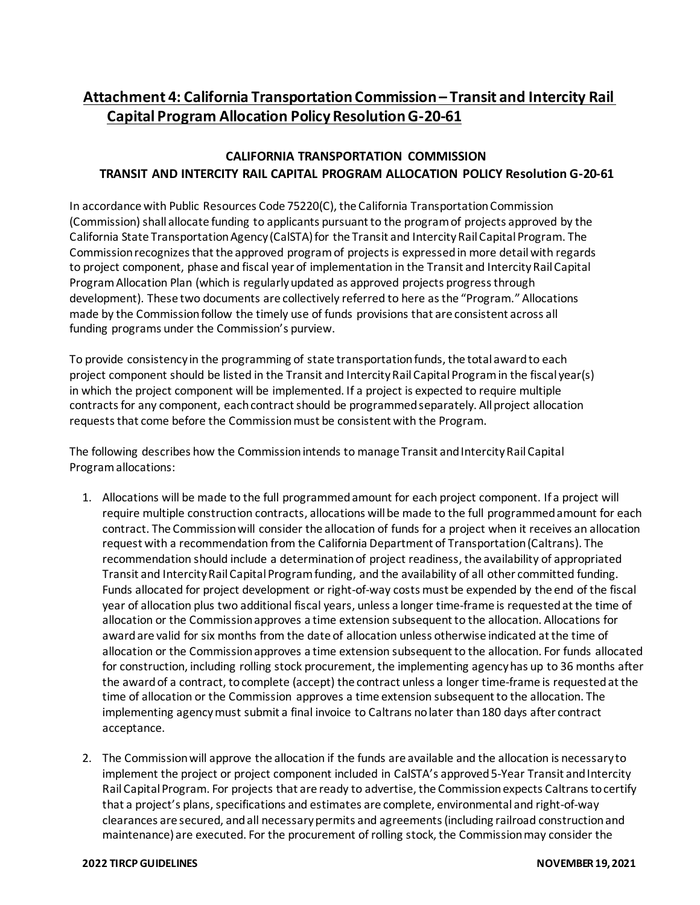## Attachment 4: California Transportation Commission – Transit and Intercity Rail Capital Program Allocation Policy Resolution G-20-61

### CALIFORNIA TRANSPORTATION COMMISSION
### TRANSIT AND INTERCITY RAIL CAPITAL PROGRAM ALLOCATION POLICY Resolution G-20-61

In accordance with Public Resources Code 75220(C), the California Transportation Commission (Commission) shall allocate funding to applicants pursuant to the program of projects approved by the California State Transportation Agency (CalSTA) for the Transit and Intercity Rail Capital Program. The Commission recognizes that the approved program of projects is expressed in more detail with regards to project component, phase and fiscal year of implementation in the Transit and Intercity Rail Capital Program Allocation Plan (which is regularly updated as approved projects progress through development). These two documents are collectively referred to here as the "Program." Allocations made by the Commission follow the timely use of funds provisions that are consistent across all funding programs under the Commission's purview.

To provide consistency in the programming of state transportation funds, the total award to each project component should be listed in the Transit and Intercity Rail Capital Program in the fiscal year(s) in which the project component will be implemented. If a project is expected to require multiple contracts for any component, each contract should be programmed separately. All project allocation requests that come before the Commission must be consistent with the Program.

The following describes how the Commission intends to manage Transit and Intercity Rail Capital Program allocations:

1. Allocations will be made to the full programmed amount for each project component. If a project will require multiple construction contracts, allocations will be made to the full programmed amount for each contract. The Commission will consider the allocation of funds for a project when it receives an allocation request with a recommendation from the California Department of Transportation (Caltrans). The recommendation should include a determination of project readiness, the availability of appropriated Transit and Intercity Rail Capital Program funding, and the availability of all other committed funding. Funds allocated for project development or right-of-way costs must be expended by the end of the fiscal year of allocation plus two additional fiscal years, unless a longer time-frame is requested at the time of allocation or the Commission approves a time extension subsequent to the allocation. Allocations for award are valid for six months from the date of allocation unless otherwise indicated at the time of allocation or the Commission approves a time extension subsequent to the allocation. For funds allocated for construction, including rolling stock procurement, the implementing agency has up to 36 months after the award of a contract, to complete (accept) the contract unless a longer time-frame is requested at the time of allocation or the Commission approves a time extension subsequent to the allocation. The implementing agency must submit a final invoice to Caltrans no later than 180 days after contract acceptance.

2. The Commission will approve the allocation if the funds are available and the allocation is necessary to implement the project or project component included in CalSTA's approved 5-Year Transit and Intercity Rail Capital Program. For projects that are ready to advertise, the Commission expects Caltrans to certify that a project's plans, specifications and estimates are complete, environmental and right-of-way clearances are secured, and all necessary permits and agreements (including railroad construction and maintenance) are executed. For the procurement of rolling stock, the Commission may consider the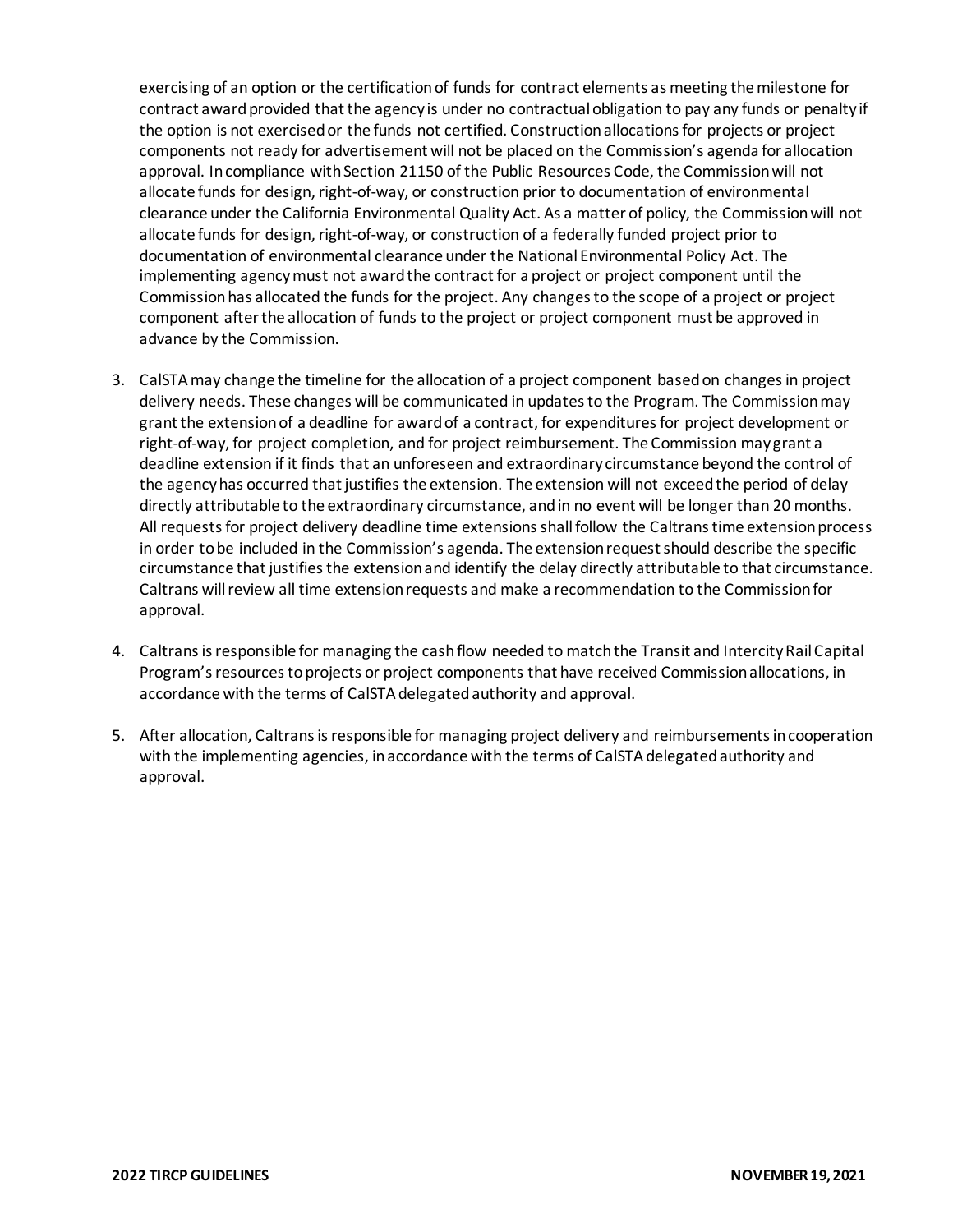exercising of an option or the certification of funds for contract elements as meeting the milestone for contract award provided that the agency is under no contractual obligation to pay any funds or penalty if the option is not exercised or the funds not certified. Construction allocations for projects or project components not ready for advertisement will not be placed on the Commission's agenda for allocation approval. In compliance with Section 21150 of the Public Resources Code, the Commission will not allocate funds for design, right-of-way, or construction prior to documentation of environmental clearance under the California Environmental Quality Act. As a matter of policy, the Commission will not allocate funds for design, right-of-way, or construction of a federally funded project prior to documentation of environmental clearance under the National Environmental Policy Act. The implementing agency must not award the contract for a project or project component until the Commission has allocated the funds for the project. Any changes to the scope of a project or project component after the allocation of funds to the project or project component must be approved in advance by the Commission.

3. CalSTA may change the timeline for the allocation of a project component based on changes in project delivery needs. These changes will be communicated in updates to the Program. The Commission may grant the extension of a deadline for award of a contract, for expenditures for project development or right-of-way, for project completion, and for project reimbursement. The Commission may grant a deadline extension if it finds that an unforeseen and extraordinary circumstance beyond the control of the agency has occurred that justifies the extension. The extension will not exceed the period of delay directly attributable to the extraordinary circumstance, and in no event will be longer than 20 months. All requests for project delivery deadline time extensions shall follow the Caltrans time extension process in order to be included in the Commission's agenda. The extension request should describe the specific circumstance that justifies the extension and identify the delay directly attributable to that circumstance. Caltrans will review all time extension requests and make a recommendation to the Commission for approval.

4. Caltrans is responsible for managing the cash flow needed to match the Transit and Intercity Rail Capital Program's resources to projects or project components that have received Commission allocations, in accordance with the terms of CalSTA delegated authority and approval.

5. After allocation, Caltrans is responsible for managing project delivery and reimbursements in cooperation with the implementing agencies, in accordance with the terms of CalSTA delegated authority and approval.